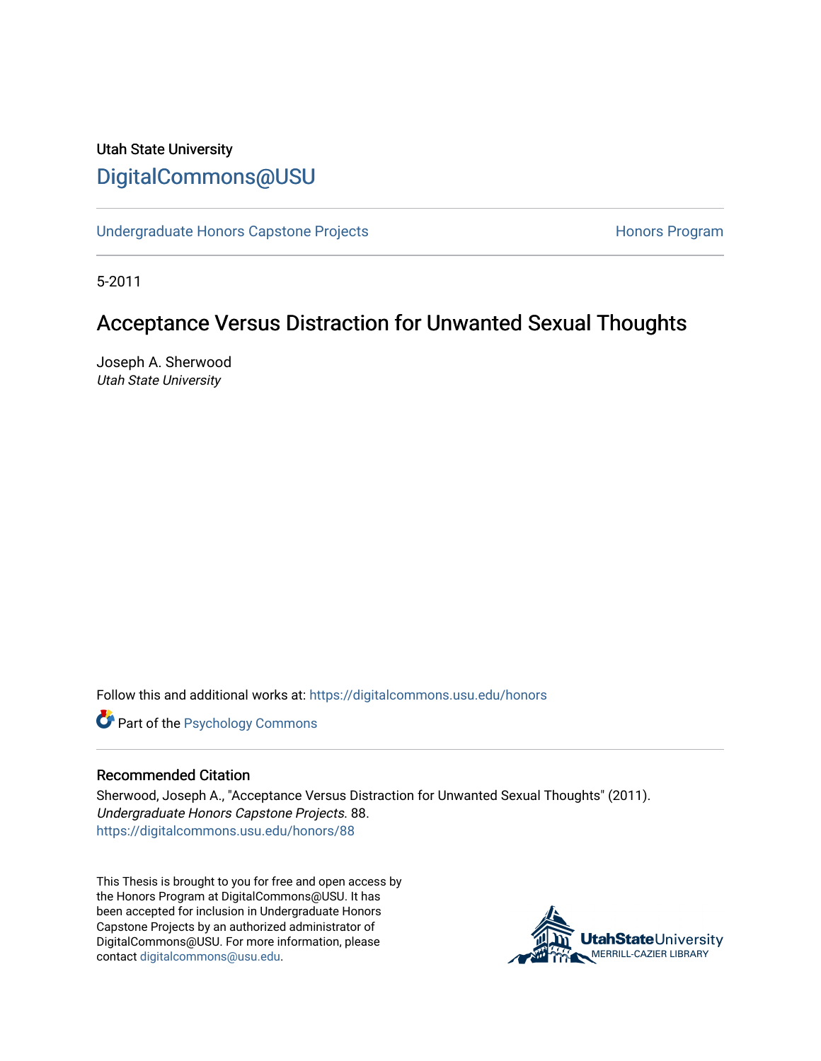Utah State University

# DigitalCommons@USU

Undergraduate Honors Capstone Projects | Honors Program

5-2011

## Acceptance Versus Distraction for Unwanted Sexual Thoughts

Joseph A. Sherwood
*Utah State University*

Follow this and additional works at: https://digitalcommons.usu.edu/honors

Part of the Psychology Commons

### Recommended Citation

Sherwood, Joseph A., "Acceptance Versus Distraction for Unwanted Sexual Thoughts" (2011). *Undergraduate Honors Capstone Projects*. 88.
https://digitalcommons.usu.edu/honors/88

This Thesis is brought to you for free and open access by the Honors Program at DigitalCommons@USU. It has been accepted for inclusion in Undergraduate Honors Capstone Projects by an authorized administrator of DigitalCommons@USU. For more information, please contact digitalcommons@usu.edu.

UtahStateUniversity
MERRILL-CAZIER LIBRARY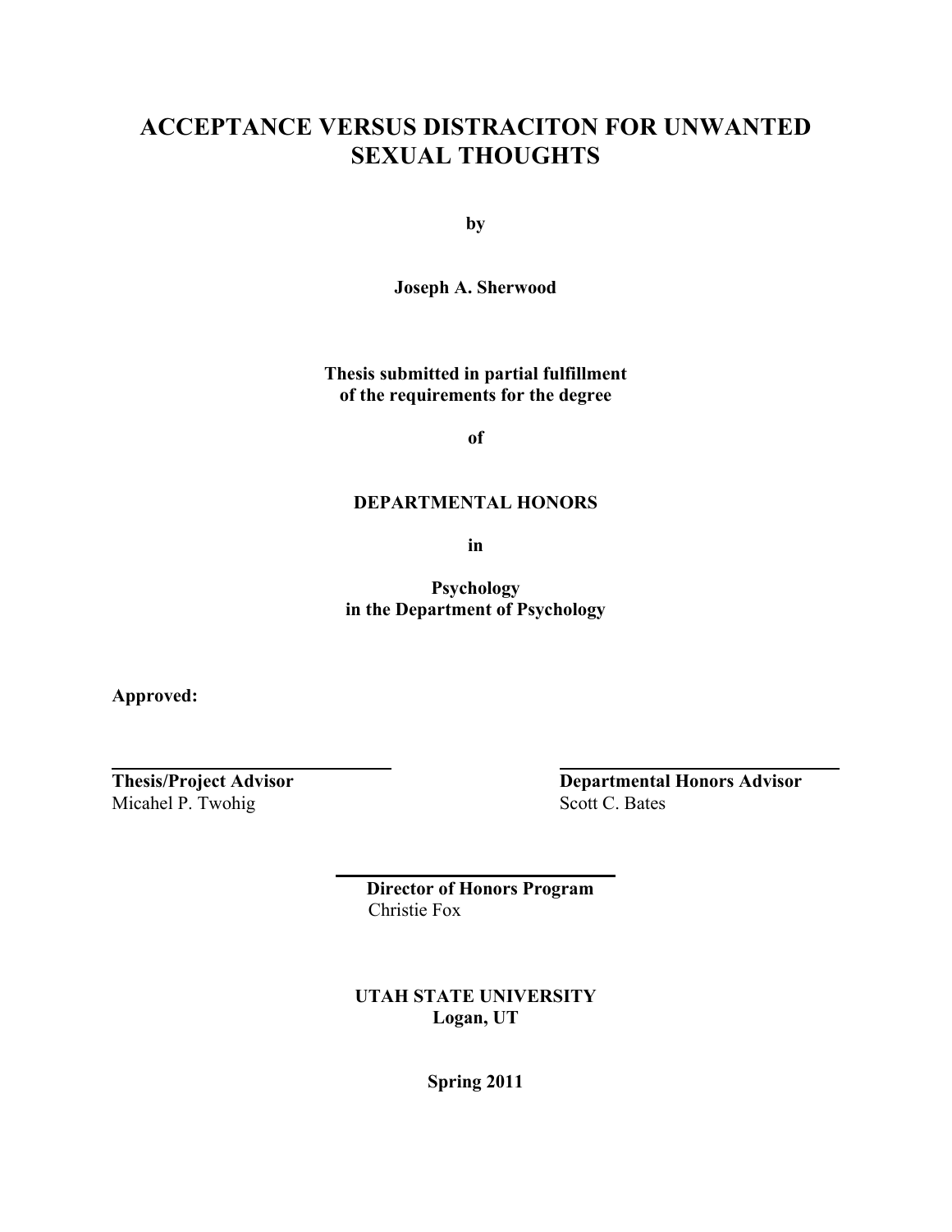# ACCEPTANCE VERSUS DISTRACITON FOR UNWANTED SEXUAL THOUGHTS

**by**

**Joseph A. Sherwood**

**Thesis submitted in partial fulfillment of the requirements for the degree**

**of**

**DEPARTMENTAL HONORS**

**in**

**Psychology in the Department of Psychology**

**Approved:**

| | |
|---|---|
| **Thesis/Project Advisor** | **Departmental Honors Advisor** |
| Micahel P. Twohig | Scott C. Bates |

**Director of Honors Program**
Christie Fox

**UTAH STATE UNIVERSITY**
**Logan, UT**

**Spring 2011**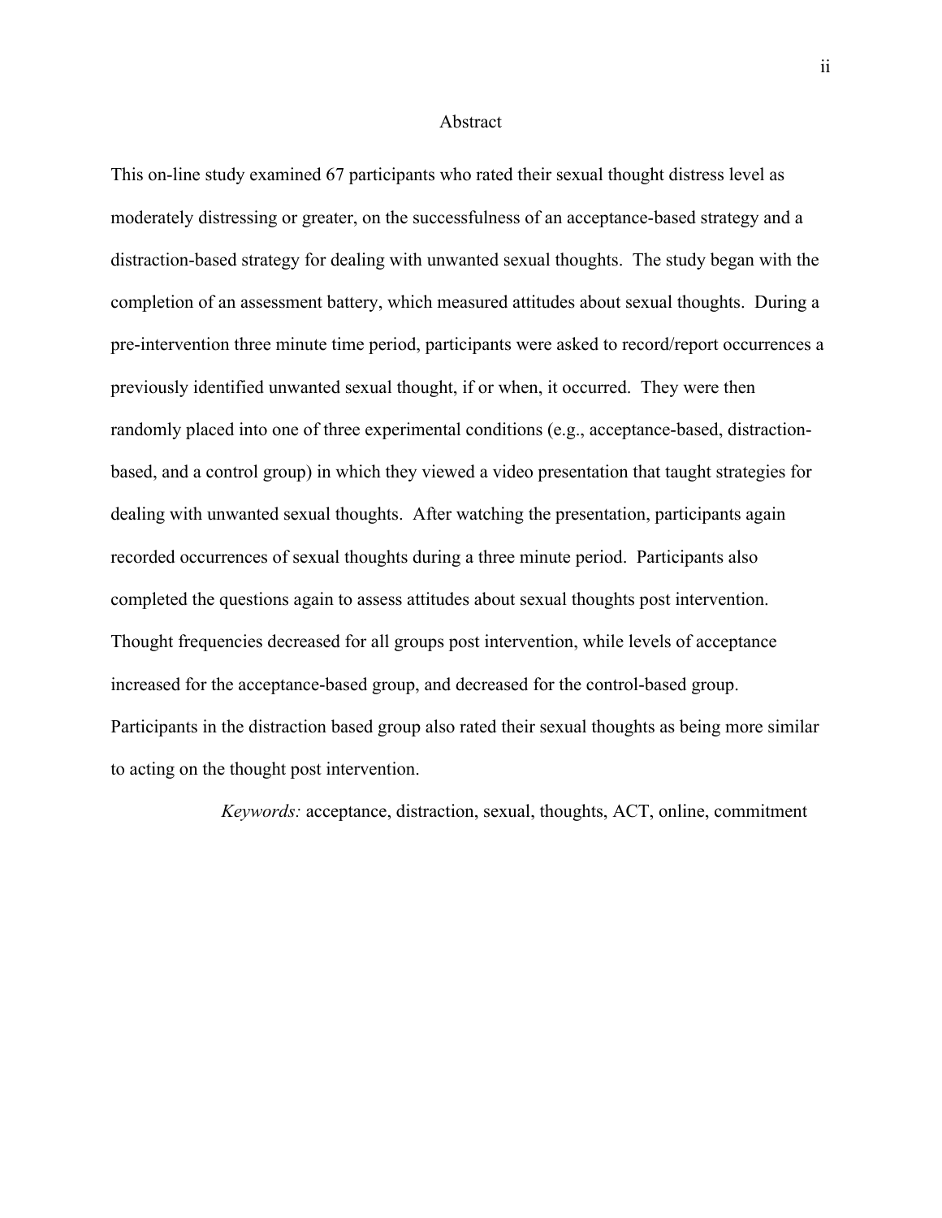## Abstract

This on-line study examined 67 participants who rated their sexual thought distress level as moderately distressing or greater, on the successfulness of an acceptance-based strategy and a distraction-based strategy for dealing with unwanted sexual thoughts. The study began with the completion of an assessment battery, which measured attitudes about sexual thoughts. During a pre-intervention three minute time period, participants were asked to record/report occurrences a previously identified unwanted sexual thought, if or when, it occurred. They were then randomly placed into one of three experimental conditions (e.g., acceptance-based, distraction-based, and a control group) in which they viewed a video presentation that taught strategies for dealing with unwanted sexual thoughts. After watching the presentation, participants again recorded occurrences of sexual thoughts during a three minute period. Participants also completed the questions again to assess attitudes about sexual thoughts post intervention. Thought frequencies decreased for all groups post intervention, while levels of acceptance increased for the acceptance-based group, and decreased for the control-based group. Participants in the distraction based group also rated their sexual thoughts as being more similar to acting on the thought post intervention.

*Keywords:* acceptance, distraction, sexual, thoughts, ACT, online, commitment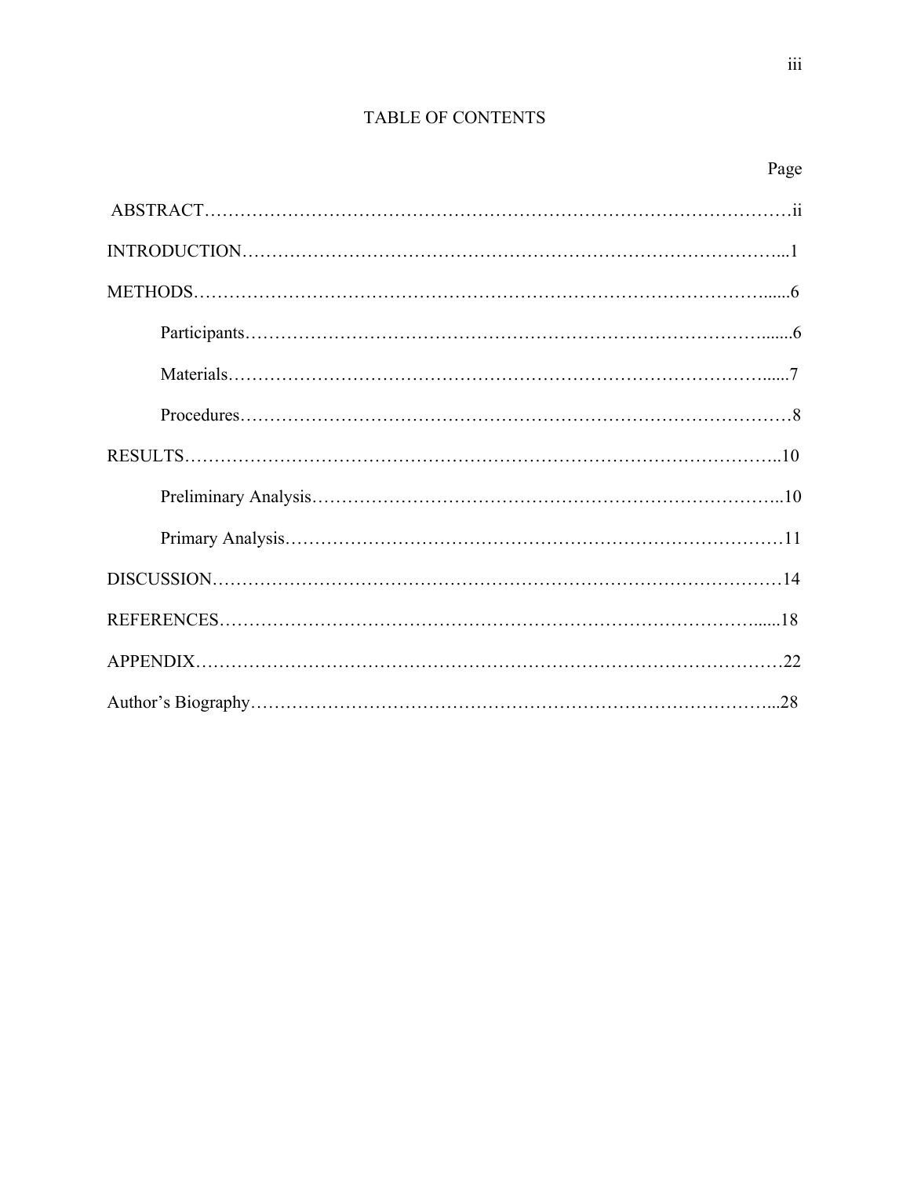# TABLE OF CONTENTS

| | Page |
|---|---|
| ABSTRACT | ii |
| INTRODUCTION | 1 |
| METHODS | 6 |
| Participants | 6 |
| Materials | 7 |
| Procedures | 8 |
| RESULTS | 10 |
| Preliminary Analysis | 10 |
| Primary Analysis | 11 |
| DISCUSSION | 14 |
| REFERENCES | 18 |
| APPENDIX | 22 |
| Author's Biography | 28 |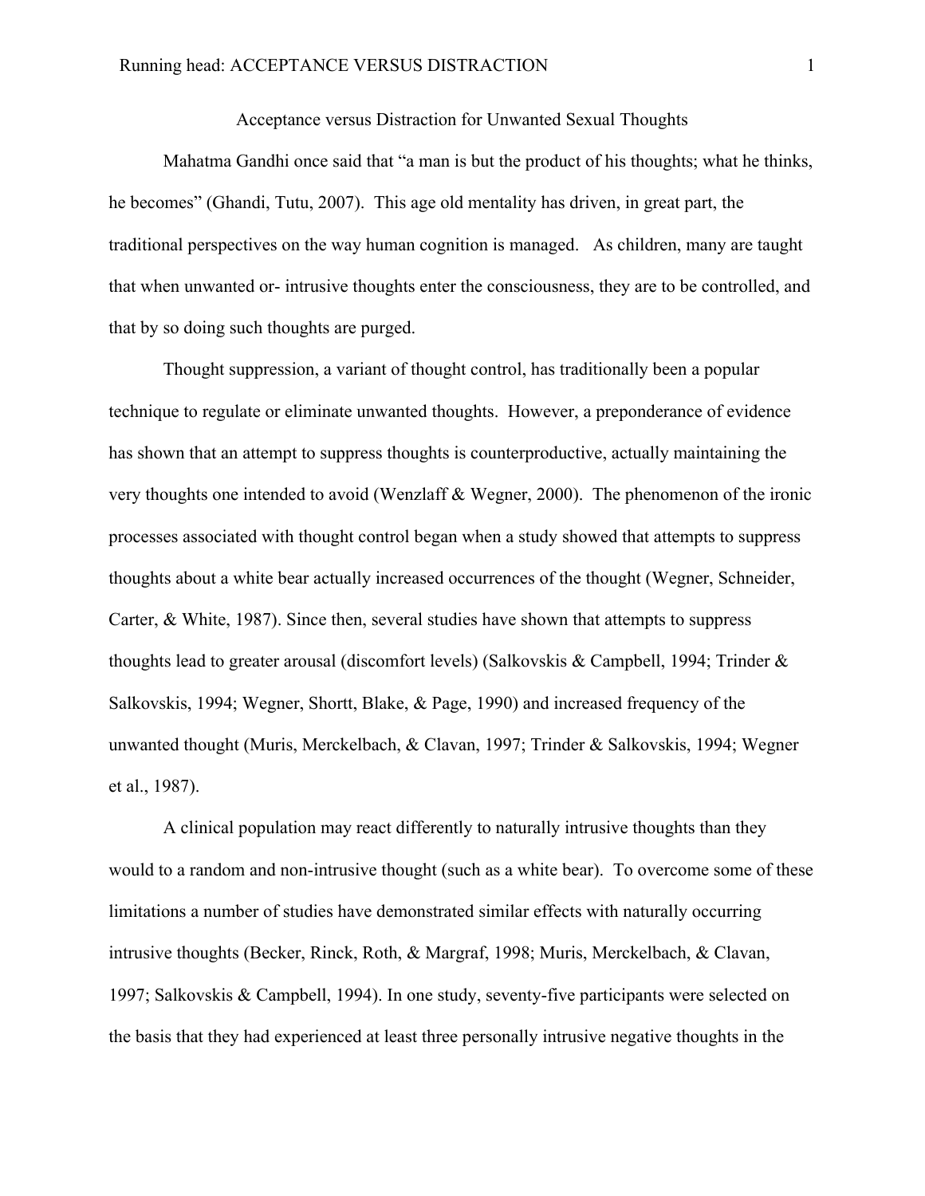Acceptance versus Distraction for Unwanted Sexual Thoughts

Mahatma Gandhi once said that "a man is but the product of his thoughts; what he thinks, he becomes" (Ghandi, Tutu, 2007). This age old mentality has driven, in great part, the traditional perspectives on the way human cognition is managed. As children, many are taught that when unwanted or- intrusive thoughts enter the consciousness, they are to be controlled, and that by so doing such thoughts are purged.

Thought suppression, a variant of thought control, has traditionally been a popular technique to regulate or eliminate unwanted thoughts. However, a preponderance of evidence has shown that an attempt to suppress thoughts is counterproductive, actually maintaining the very thoughts one intended to avoid (Wenzlaff & Wegner, 2000). The phenomenon of the ironic processes associated with thought control began when a study showed that attempts to suppress thoughts about a white bear actually increased occurrences of the thought (Wegner, Schneider, Carter, & White, 1987). Since then, several studies have shown that attempts to suppress thoughts lead to greater arousal (discomfort levels) (Salkovskis & Campbell, 1994; Trinder & Salkovskis, 1994; Wegner, Shortt, Blake, & Page, 1990) and increased frequency of the unwanted thought (Muris, Merckelbach, & Clavan, 1997; Trinder & Salkovskis, 1994; Wegner et al., 1987).

A clinical population may react differently to naturally intrusive thoughts than they would to a random and non-intrusive thought (such as a white bear). To overcome some of these limitations a number of studies have demonstrated similar effects with naturally occurring intrusive thoughts (Becker, Rinck, Roth, & Margraf, 1998; Muris, Merckelbach, & Clavan, 1997; Salkovskis & Campbell, 1994). In one study, seventy-five participants were selected on the basis that they had experienced at least three personally intrusive negative thoughts in the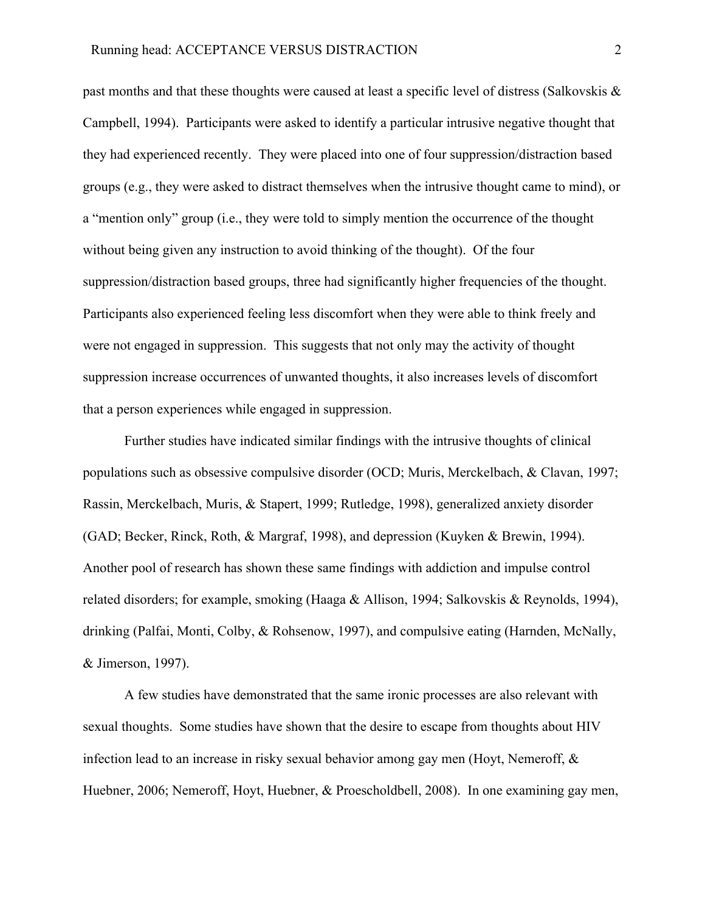past months and that these thoughts were caused at least a specific level of distress (Salkovskis & Campbell, 1994). Participants were asked to identify a particular intrusive negative thought that they had experienced recently. They were placed into one of four suppression/distraction based groups (e.g., they were asked to distract themselves when the intrusive thought came to mind), or a "mention only" group (i.e., they were told to simply mention the occurrence of the thought without being given any instruction to avoid thinking of the thought). Of the four suppression/distraction based groups, three had significantly higher frequencies of the thought. Participants also experienced feeling less discomfort when they were able to think freely and were not engaged in suppression. This suggests that not only may the activity of thought suppression increase occurrences of unwanted thoughts, it also increases levels of discomfort that a person experiences while engaged in suppression.

Further studies have indicated similar findings with the intrusive thoughts of clinical populations such as obsessive compulsive disorder (OCD; Muris, Merckelbach, & Clavan, 1997; Rassin, Merckelbach, Muris, & Stapert, 1999; Rutledge, 1998), generalized anxiety disorder (GAD; Becker, Rinck, Roth, & Margraf, 1998), and depression (Kuyken & Brewin, 1994). Another pool of research has shown these same findings with addiction and impulse control related disorders; for example, smoking (Haaga & Allison, 1994; Salkovskis & Reynolds, 1994), drinking (Palfai, Monti, Colby, & Rohsenow, 1997), and compulsive eating (Harnden, McNally, & Jimerson, 1997).

A few studies have demonstrated that the same ironic processes are also relevant with sexual thoughts. Some studies have shown that the desire to escape from thoughts about HIV infection lead to an increase in risky sexual behavior among gay men (Hoyt, Nemeroff, & Huebner, 2006; Nemeroff, Hoyt, Huebner, & Proescholdbell, 2008). In one examining gay men,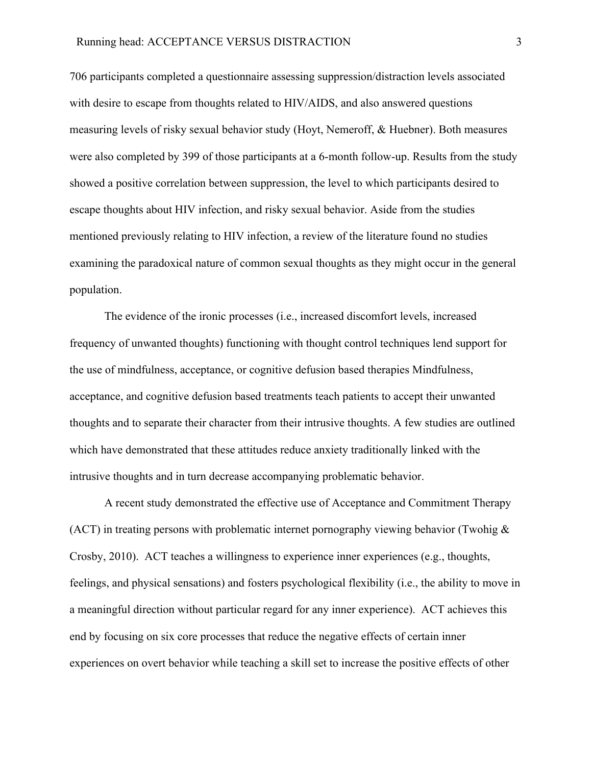706 participants completed a questionnaire assessing suppression/distraction levels associated with desire to escape from thoughts related to HIV/AIDS, and also answered questions measuring levels of risky sexual behavior study (Hoyt, Nemeroff, & Huebner). Both measures were also completed by 399 of those participants at a 6-month follow-up. Results from the study showed a positive correlation between suppression, the level to which participants desired to escape thoughts about HIV infection, and risky sexual behavior. Aside from the studies mentioned previously relating to HIV infection, a review of the literature found no studies examining the paradoxical nature of common sexual thoughts as they might occur in the general population.

The evidence of the ironic processes (i.e., increased discomfort levels, increased frequency of unwanted thoughts) functioning with thought control techniques lend support for the use of mindfulness, acceptance, or cognitive defusion based therapies Mindfulness, acceptance, and cognitive defusion based treatments teach patients to accept their unwanted thoughts and to separate their character from their intrusive thoughts. A few studies are outlined which have demonstrated that these attitudes reduce anxiety traditionally linked with the intrusive thoughts and in turn decrease accompanying problematic behavior.

A recent study demonstrated the effective use of Acceptance and Commitment Therapy (ACT) in treating persons with problematic internet pornography viewing behavior (Twohig & Crosby, 2010). ACT teaches a willingness to experience inner experiences (e.g., thoughts, feelings, and physical sensations) and fosters psychological flexibility (i.e., the ability to move in a meaningful direction without particular regard for any inner experience). ACT achieves this end by focusing on six core processes that reduce the negative effects of certain inner experiences on overt behavior while teaching a skill set to increase the positive effects of other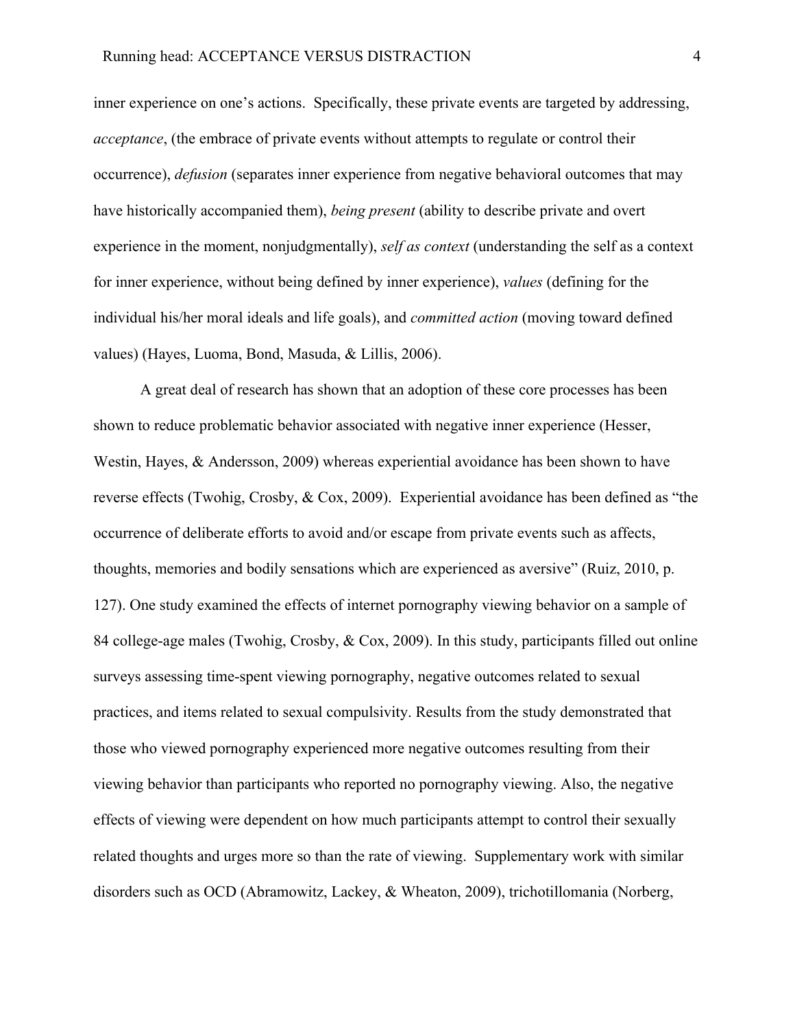inner experience on one's actions. Specifically, these private events are targeted by addressing, *acceptance*, (the embrace of private events without attempts to regulate or control their occurrence), *defusion* (separates inner experience from negative behavioral outcomes that may have historically accompanied them), *being present* (ability to describe private and overt experience in the moment, nonjudgmentally), *self as context* (understanding the self as a context for inner experience, without being defined by inner experience), *values* (defining for the individual his/her moral ideals and life goals), and *committed action* (moving toward defined values) (Hayes, Luoma, Bond, Masuda, & Lillis, 2006).

A great deal of research has shown that an adoption of these core processes has been shown to reduce problematic behavior associated with negative inner experience (Hesser, Westin, Hayes, & Andersson, 2009) whereas experiential avoidance has been shown to have reverse effects (Twohig, Crosby, & Cox, 2009). Experiential avoidance has been defined as "the occurrence of deliberate efforts to avoid and/or escape from private events such as affects, thoughts, memories and bodily sensations which are experienced as aversive" (Ruiz, 2010, p. 127). One study examined the effects of internet pornography viewing behavior on a sample of 84 college-age males (Twohig, Crosby, & Cox, 2009). In this study, participants filled out online surveys assessing time-spent viewing pornography, negative outcomes related to sexual practices, and items related to sexual compulsivity. Results from the study demonstrated that those who viewed pornography experienced more negative outcomes resulting from their viewing behavior than participants who reported no pornography viewing. Also, the negative effects of viewing were dependent on how much participants attempt to control their sexually related thoughts and urges more so than the rate of viewing. Supplementary work with similar disorders such as OCD (Abramowitz, Lackey, & Wheaton, 2009), trichotillomania (Norberg,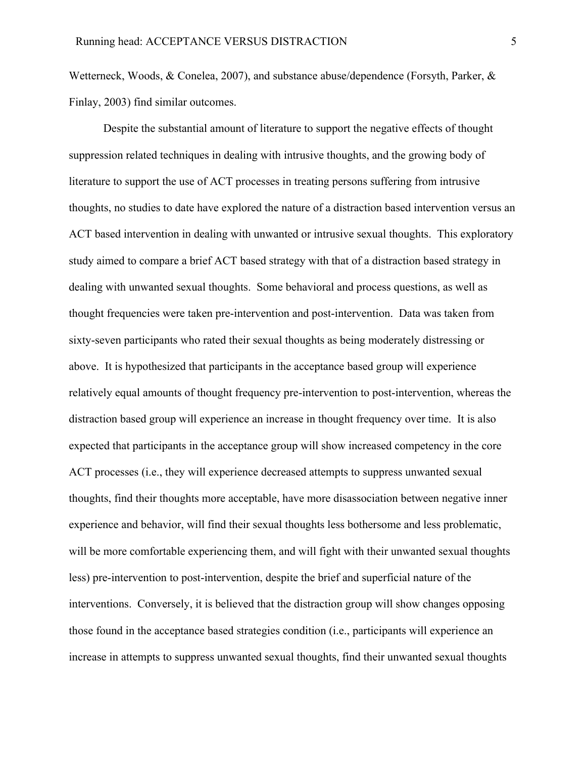Wetterneck, Woods, & Conelea, 2007), and substance abuse/dependence (Forsyth, Parker, & Finlay, 2003) find similar outcomes.

Despite the substantial amount of literature to support the negative effects of thought suppression related techniques in dealing with intrusive thoughts, and the growing body of literature to support the use of ACT processes in treating persons suffering from intrusive thoughts, no studies to date have explored the nature of a distraction based intervention versus an ACT based intervention in dealing with unwanted or intrusive sexual thoughts. This exploratory study aimed to compare a brief ACT based strategy with that of a distraction based strategy in dealing with unwanted sexual thoughts. Some behavioral and process questions, as well as thought frequencies were taken pre-intervention and post-intervention. Data was taken from sixty-seven participants who rated their sexual thoughts as being moderately distressing or above. It is hypothesized that participants in the acceptance based group will experience relatively equal amounts of thought frequency pre-intervention to post-intervention, whereas the distraction based group will experience an increase in thought frequency over time. It is also expected that participants in the acceptance group will show increased competency in the core ACT processes (i.e., they will experience decreased attempts to suppress unwanted sexual thoughts, find their thoughts more acceptable, have more disassociation between negative inner experience and behavior, will find their sexual thoughts less bothersome and less problematic, will be more comfortable experiencing them, and will fight with their unwanted sexual thoughts less) pre-intervention to post-intervention, despite the brief and superficial nature of the interventions. Conversely, it is believed that the distraction group will show changes opposing those found in the acceptance based strategies condition (i.e., participants will experience an increase in attempts to suppress unwanted sexual thoughts, find their unwanted sexual thoughts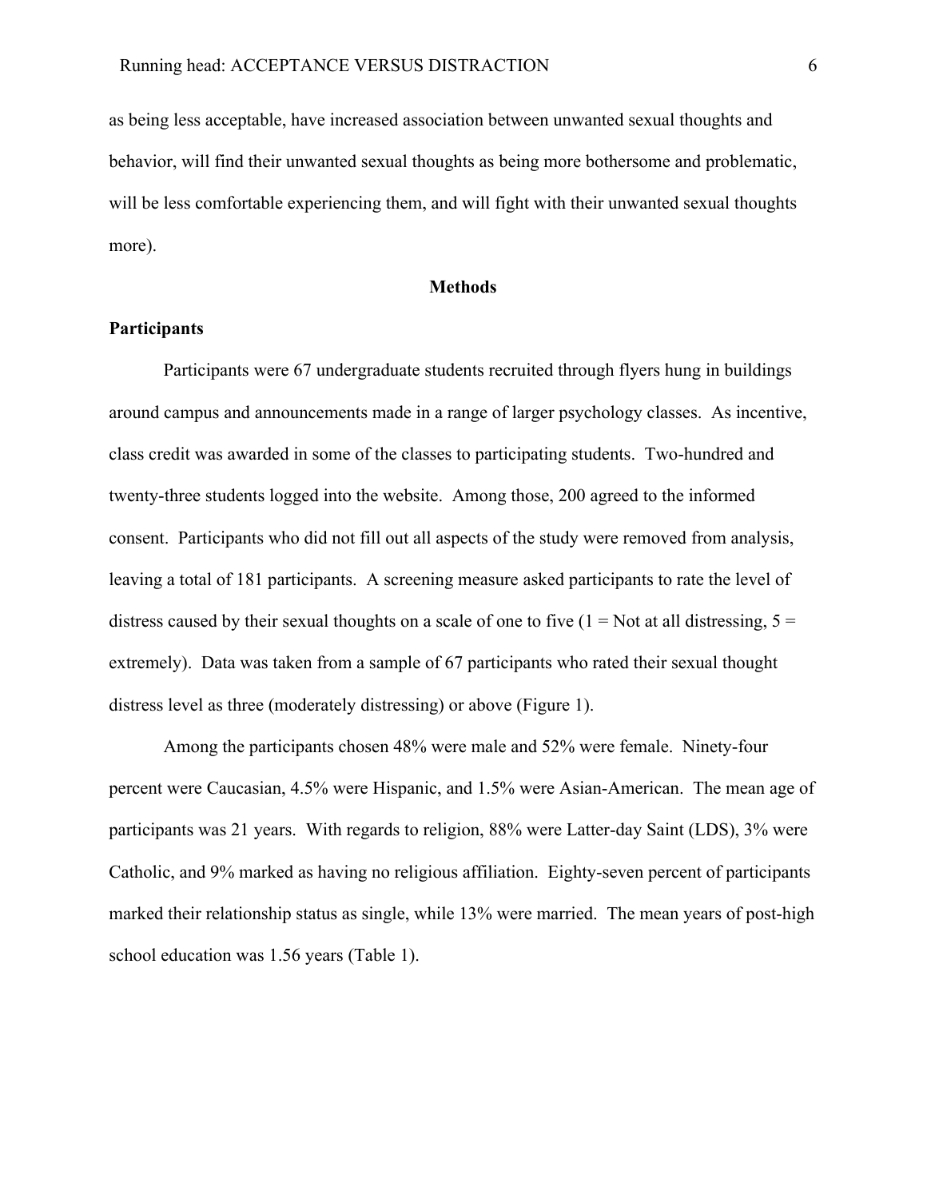as being less acceptable, have increased association between unwanted sexual thoughts and behavior, will find their unwanted sexual thoughts as being more bothersome and problematic, will be less comfortable experiencing them, and will fight with their unwanted sexual thoughts more).

## Methods

### Participants

Participants were 67 undergraduate students recruited through flyers hung in buildings around campus and announcements made in a range of larger psychology classes. As incentive, class credit was awarded in some of the classes to participating students. Two-hundred and twenty-three students logged into the website. Among those, 200 agreed to the informed consent. Participants who did not fill out all aspects of the study were removed from analysis, leaving a total of 181 participants. A screening measure asked participants to rate the level of distress caused by their sexual thoughts on a scale of one to five (1 = Not at all distressing, 5 = extremely). Data was taken from a sample of 67 participants who rated their sexual thought distress level as three (moderately distressing) or above (Figure 1).

Among the participants chosen 48% were male and 52% were female. Ninety-four percent were Caucasian, 4.5% were Hispanic, and 1.5% were Asian-American. The mean age of participants was 21 years. With regards to religion, 88% were Latter-day Saint (LDS), 3% were Catholic, and 9% marked as having no religious affiliation. Eighty-seven percent of participants marked their relationship status as single, while 13% were married. The mean years of post-high school education was 1.56 years (Table 1).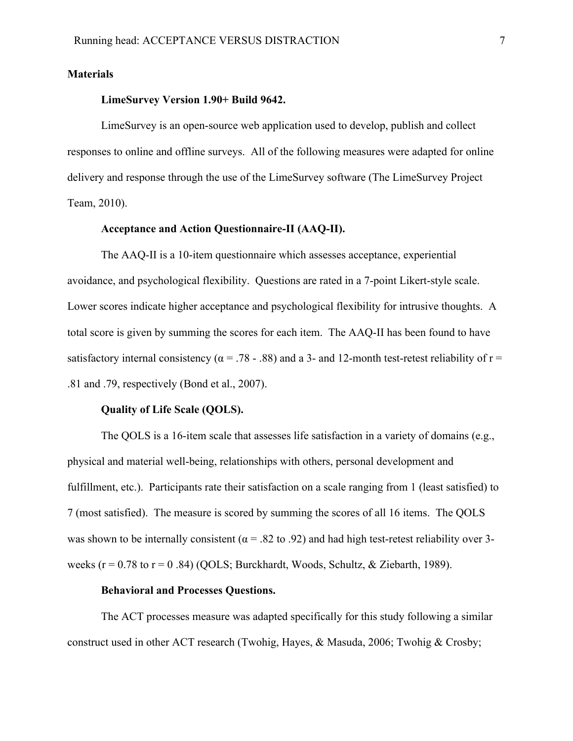## Materials

### LimeSurvey Version 1.90+ Build 9642.

LimeSurvey is an open-source web application used to develop, publish and collect responses to online and offline surveys. All of the following measures were adapted for online delivery and response through the use of the LimeSurvey software (The LimeSurvey Project Team, 2010).

### Acceptance and Action Questionnaire-II (AAQ-II).

The AAQ-II is a 10-item questionnaire which assesses acceptance, experiential avoidance, and psychological flexibility. Questions are rated in a 7-point Likert-style scale. Lower scores indicate higher acceptance and psychological flexibility for intrusive thoughts. A total score is given by summing the scores for each item. The AAQ-II has been found to have satisfactory internal consistency ($\alpha$ = .78 - .88) and a 3- and 12-month test-retest reliability of r = .81 and .79, respectively (Bond et al., 2007).

### Quality of Life Scale (QOLS).

The QOLS is a 16-item scale that assesses life satisfaction in a variety of domains (e.g., physical and material well-being, relationships with others, personal development and fulfillment, etc.). Participants rate their satisfaction on a scale ranging from 1 (least satisfied) to 7 (most satisfied). The measure is scored by summing the scores of all 16 items. The QOLS was shown to be internally consistent ($\alpha$ = .82 to .92) and had high test-retest reliability over 3-weeks (r = 0.78 to r = 0 .84) (QOLS; Burckhardt, Woods, Schultz, & Ziebarth, 1989).

### Behavioral and Processes Questions.

The ACT processes measure was adapted specifically for this study following a similar construct used in other ACT research (Twohig, Hayes, & Masuda, 2006; Twohig & Crosby;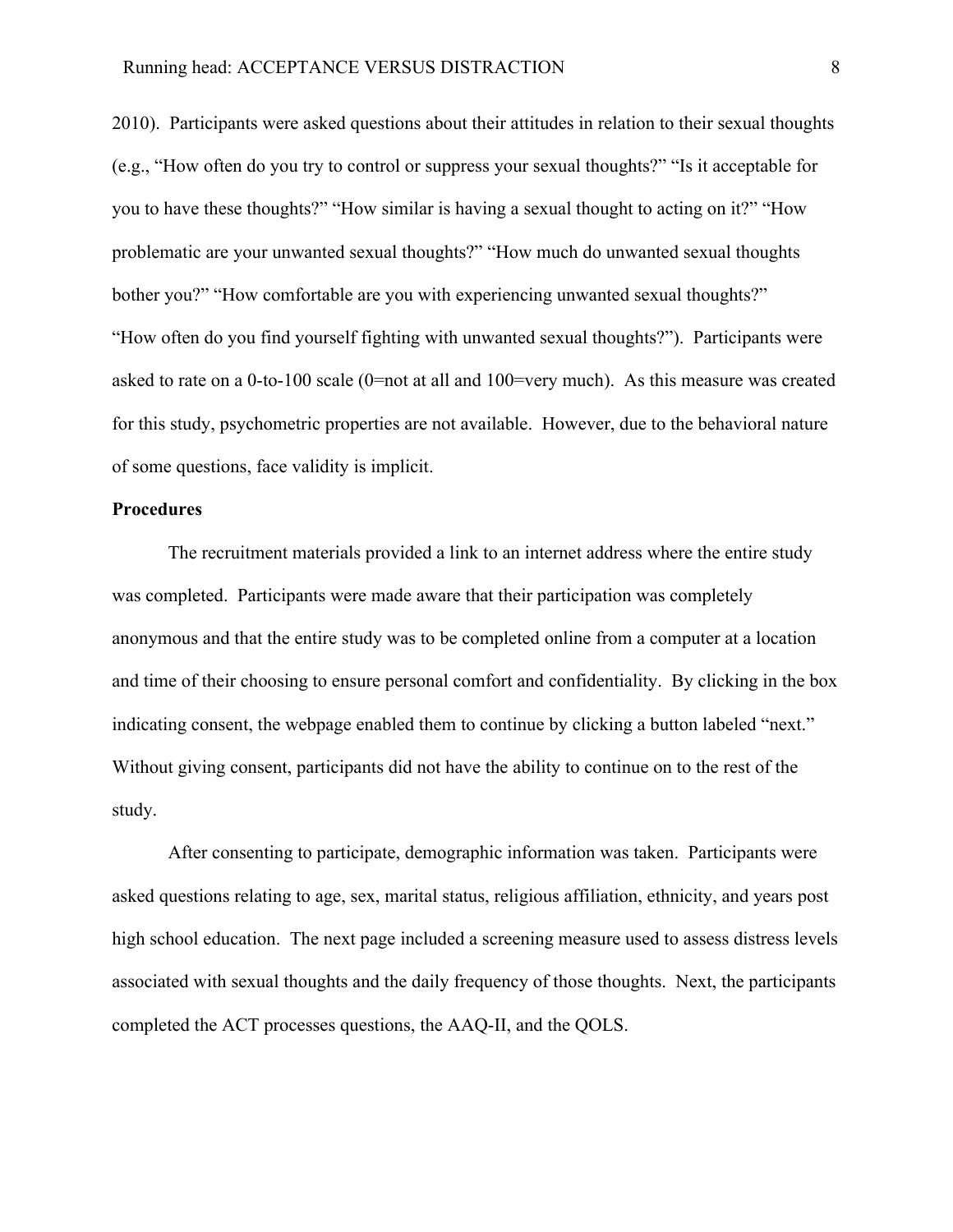2010). Participants were asked questions about their attitudes in relation to their sexual thoughts (e.g., "How often do you try to control or suppress your sexual thoughts?" "Is it acceptable for you to have these thoughts?" "How similar is having a sexual thought to acting on it?" "How problematic are your unwanted sexual thoughts?" "How much do unwanted sexual thoughts bother you?" "How comfortable are you with experiencing unwanted sexual thoughts?" "How often do you find yourself fighting with unwanted sexual thoughts?"). Participants were asked to rate on a 0-to-100 scale (0=not at all and 100=very much). As this measure was created for this study, psychometric properties are not available. However, due to the behavioral nature of some questions, face validity is implicit.

**Procedures**

The recruitment materials provided a link to an internet address where the entire study was completed. Participants were made aware that their participation was completely anonymous and that the entire study was to be completed online from a computer at a location and time of their choosing to ensure personal comfort and confidentiality. By clicking in the box indicating consent, the webpage enabled them to continue by clicking a button labeled "next." Without giving consent, participants did not have the ability to continue on to the rest of the study.

After consenting to participate, demographic information was taken. Participants were asked questions relating to age, sex, marital status, religious affiliation, ethnicity, and years post high school education. The next page included a screening measure used to assess distress levels associated with sexual thoughts and the daily frequency of those thoughts. Next, the participants completed the ACT processes questions, the AAQ-II, and the QOLS.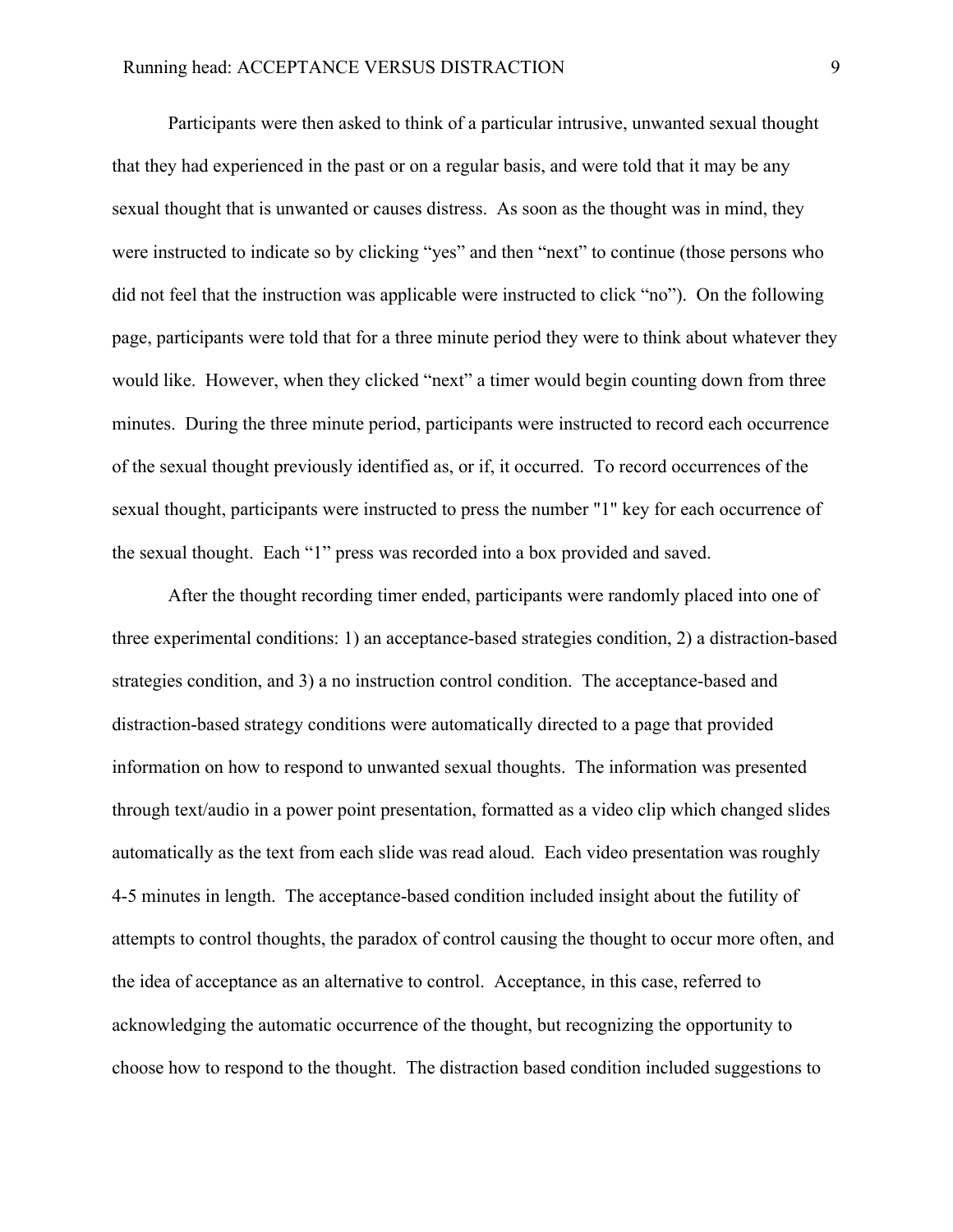Participants were then asked to think of a particular intrusive, unwanted sexual thought that they had experienced in the past or on a regular basis, and were told that it may be any sexual thought that is unwanted or causes distress. As soon as the thought was in mind, they were instructed to indicate so by clicking “yes” and then “next” to continue (those persons who did not feel that the instruction was applicable were instructed to click “no”). On the following page, participants were told that for a three minute period they were to think about whatever they would like. However, when they clicked “next” a timer would begin counting down from three minutes. During the three minute period, participants were instructed to record each occurrence of the sexual thought previously identified as, or if, it occurred. To record occurrences of the sexual thought, participants were instructed to press the number "1" key for each occurrence of the sexual thought. Each “1” press was recorded into a box provided and saved.

After the thought recording timer ended, participants were randomly placed into one of three experimental conditions: 1) an acceptance-based strategies condition, 2) a distraction-based strategies condition, and 3) a no instruction control condition. The acceptance-based and distraction-based strategy conditions were automatically directed to a page that provided information on how to respond to unwanted sexual thoughts. The information was presented through text/audio in a power point presentation, formatted as a video clip which changed slides automatically as the text from each slide was read aloud. Each video presentation was roughly 4-5 minutes in length. The acceptance-based condition included insight about the futility of attempts to control thoughts, the paradox of control causing the thought to occur more often, and the idea of acceptance as an alternative to control. Acceptance, in this case, referred to acknowledging the automatic occurrence of the thought, but recognizing the opportunity to choose how to respond to the thought. The distraction based condition included suggestions to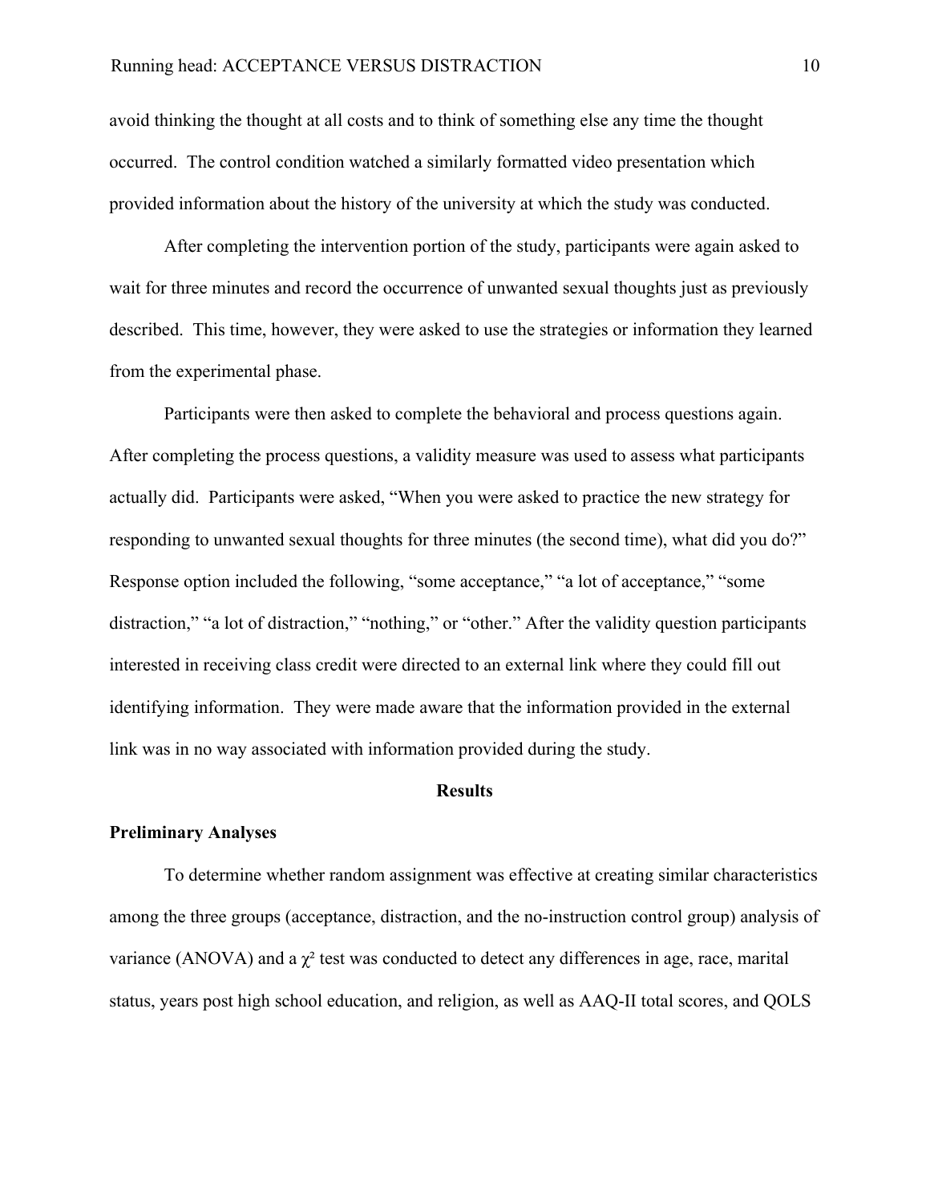avoid thinking the thought at all costs and to think of something else any time the thought occurred. The control condition watched a similarly formatted video presentation which provided information about the history of the university at which the study was conducted.

After completing the intervention portion of the study, participants were again asked to wait for three minutes and record the occurrence of unwanted sexual thoughts just as previously described. This time, however, they were asked to use the strategies or information they learned from the experimental phase.

Participants were then asked to complete the behavioral and process questions again. After completing the process questions, a validity measure was used to assess what participants actually did. Participants were asked, "When you were asked to practice the new strategy for responding to unwanted sexual thoughts for three minutes (the second time), what did you do?" Response option included the following, "some acceptance," "a lot of acceptance," "some distraction," "a lot of distraction," "nothing," or "other." After the validity question participants interested in receiving class credit were directed to an external link where they could fill out identifying information. They were made aware that the information provided in the external link was in no way associated with information provided during the study.

## Results

### Preliminary Analyses

To determine whether random assignment was effective at creating similar characteristics among the three groups (acceptance, distraction, and the no-instruction control group) analysis of variance (ANOVA) and a $\chi^2$ test was conducted to detect any differences in age, race, marital status, years post high school education, and religion, as well as AAQ-II total scores, and QOLS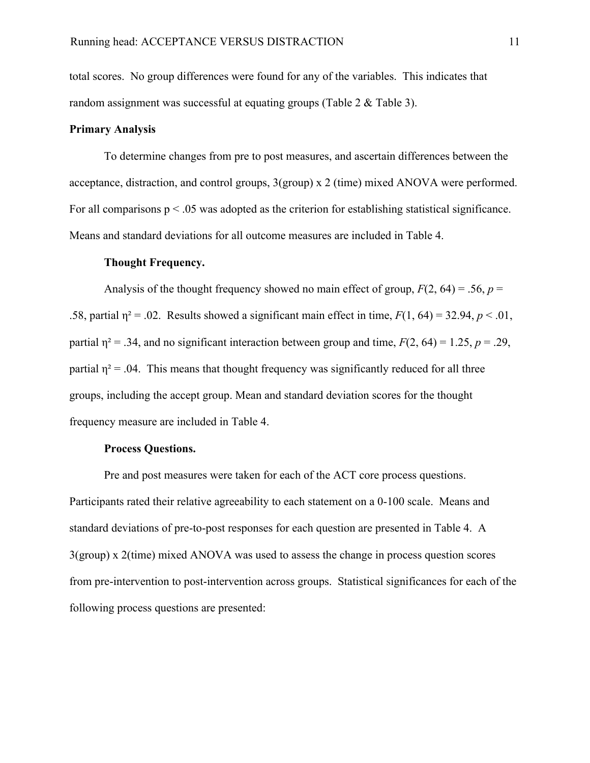total scores. No group differences were found for any of the variables. This indicates that random assignment was successful at equating groups (Table 2 & Table 3).

**Primary Analysis**

To determine changes from pre to post measures, and ascertain differences between the acceptance, distraction, and control groups, 3(group) x 2 (time) mixed ANOVA were performed. For all comparisons $p < .05$ was adopted as the criterion for establishing statistical significance. Means and standard deviations for all outcome measures are included in Table 4.

**Thought Frequency.**

Analysis of the thought frequency showed no main effect of group, $F(2, 64) = .56$, $p = .58$, partial $\eta^2 = .02$. Results showed a significant main effect in time, $F(1, 64) = 32.94$, $p < .01$, partial $\eta^2 = .34$, and no significant interaction between group and time, $F(2, 64) = 1.25$, $p = .29$, partial $\eta^2 = .04$. This means that thought frequency was significantly reduced for all three groups, including the accept group. Mean and standard deviation scores for the thought frequency measure are included in Table 4.

**Process Questions.**

Pre and post measures were taken for each of the ACT core process questions. Participants rated their relative agreeability to each statement on a 0-100 scale. Means and standard deviations of pre-to-post responses for each question are presented in Table 4. A 3(group) x 2(time) mixed ANOVA was used to assess the change in process question scores from pre-intervention to post-intervention across groups. Statistical significances for each of the following process questions are presented: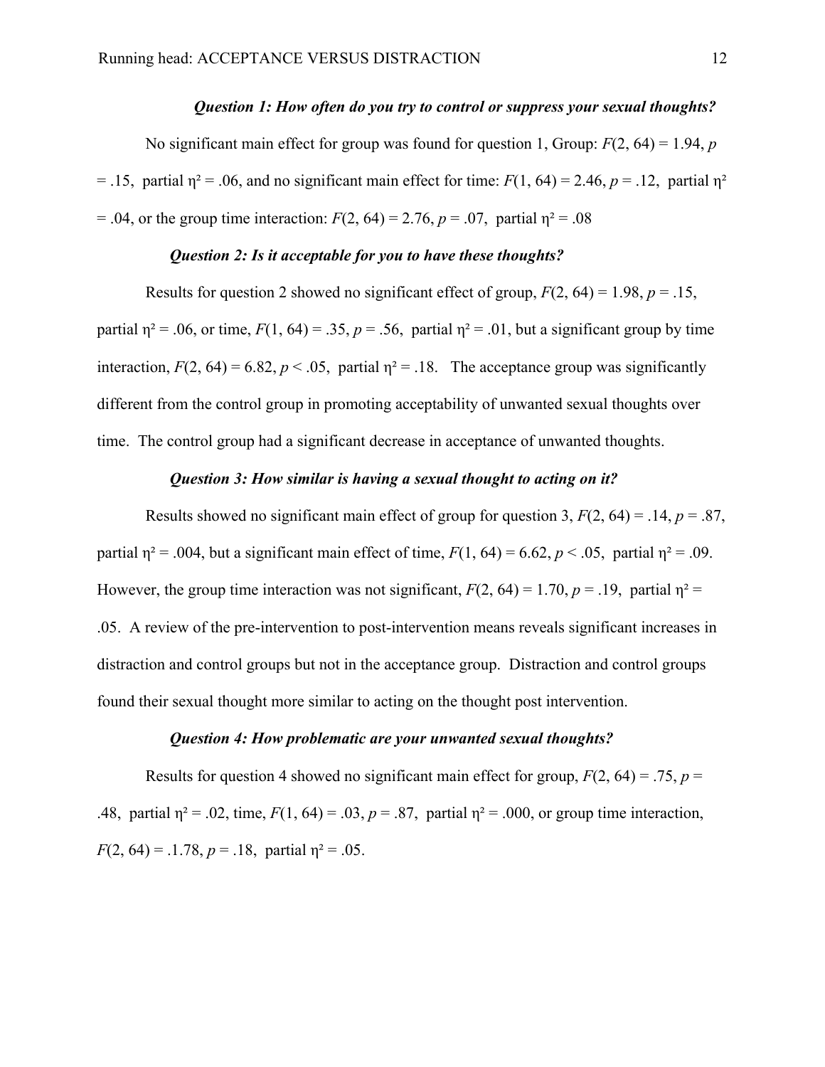***Question 1: How often do you try to control or suppress your sexual thoughts?***

No significant main effect for group was found for question 1, Group: $F(2, 64) = 1.94$, $p = .15$, partial $\eta^2 = .06$, and no significant main effect for time: $F(1, 64) = 2.46$, $p = .12$, partial $\eta^2 = .04$, or the group time interaction: $F(2, 64) = 2.76$, $p = .07$, partial $\eta^2 = .08$

***Question 2: Is it acceptable for you to have these thoughts?***

Results for question 2 showed no significant effect of group, $F(2, 64) = 1.98$, $p = .15$, partial $\eta^2 = .06$, or time, $F(1, 64) = .35$, $p = .56$, partial $\eta^2 = .01$, but a significant group by time interaction, $F(2, 64) = 6.82$, $p < .05$, partial $\eta^2 = .18$. The acceptance group was significantly different from the control group in promoting acceptability of unwanted sexual thoughts over time. The control group had a significant decrease in acceptance of unwanted thoughts.

***Question 3: How similar is having a sexual thought to acting on it?***

Results showed no significant main effect of group for question 3, $F(2, 64) = .14$, $p = .87$, partial $\eta^2 = .004$, but a significant main effect of time, $F(1, 64) = 6.62$, $p < .05$, partial $\eta^2 = .09$. However, the group time interaction was not significant, $F(2, 64) = 1.70$, $p = .19$, partial $\eta^2 = .05$. A review of the pre-intervention to post-intervention means reveals significant increases in distraction and control groups but not in the acceptance group. Distraction and control groups found their sexual thought more similar to acting on the thought post intervention.

***Question 4: How problematic are your unwanted sexual thoughts?***

Results for question 4 showed no significant main effect for group, $F(2, 64) = .75$, $p = .48$, partial $\eta^2 = .02$, time, $F(1, 64) = .03$, $p = .87$, partial $\eta^2 = .000$, or group time interaction, $F(2, 64) = .1.78$, $p = .18$, partial $\eta^2 = .05$.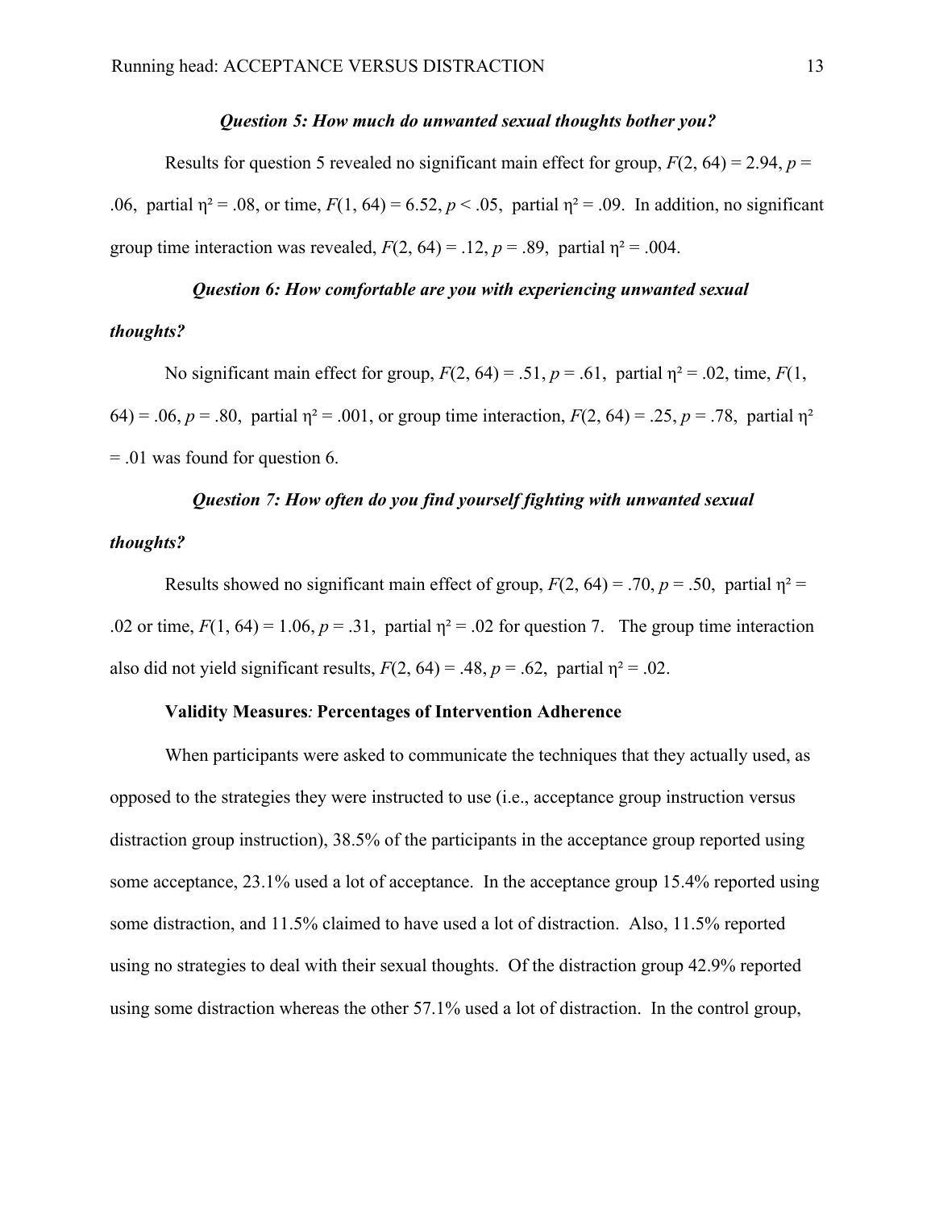### *Question 5: How much do unwanted sexual thoughts bother you?*

Results for question 5 revealed no significant main effect for group, $F(2, 64) = 2.94$, $p = .06$, partial $\eta^2 = .08$, or time, $F(1, 64) = 6.52$, $p < .05$, partial $\eta^2 = .09$. In addition, no significant group time interaction was revealed, $F(2, 64) = .12$, $p = .89$, partial $\eta^2 = .004$.

### *Question 6: How comfortable are you with experiencing unwanted sexual thoughts?*

No significant main effect for group, $F(2, 64) = .51$, $p = .61$, partial $\eta^2 = .02$, time, $F(1, 64) = .06$, $p = .80$, partial $\eta^2 = .001$, or group time interaction, $F(2, 64) = .25$, $p = .78$, partial $\eta^2 = .01$ was found for question 6.

### *Question 7: How often do you find yourself fighting with unwanted sexual thoughts?*

Results showed no significant main effect of group, $F(2, 64) = .70$, $p = .50$, partial $\eta^2 = .02$ or time, $F(1, 64) = 1.06$, $p = .31$, partial $\eta^2 = .02$ for question 7. The group time interaction also did not yield significant results, $F(2, 64) = .48$, $p = .62$, partial $\eta^2 = .02$.

**Validity Measures*:* Percentages of Intervention Adherence**

When participants were asked to communicate the techniques that they actually used, as opposed to the strategies they were instructed to use (i.e., acceptance group instruction versus distraction group instruction), 38.5% of the participants in the acceptance group reported using some acceptance, 23.1% used a lot of acceptance. In the acceptance group 15.4% reported using some distraction, and 11.5% claimed to have used a lot of distraction. Also, 11.5% reported using no strategies to deal with their sexual thoughts. Of the distraction group 42.9% reported using some distraction whereas the other 57.1% used a lot of distraction. In the control group,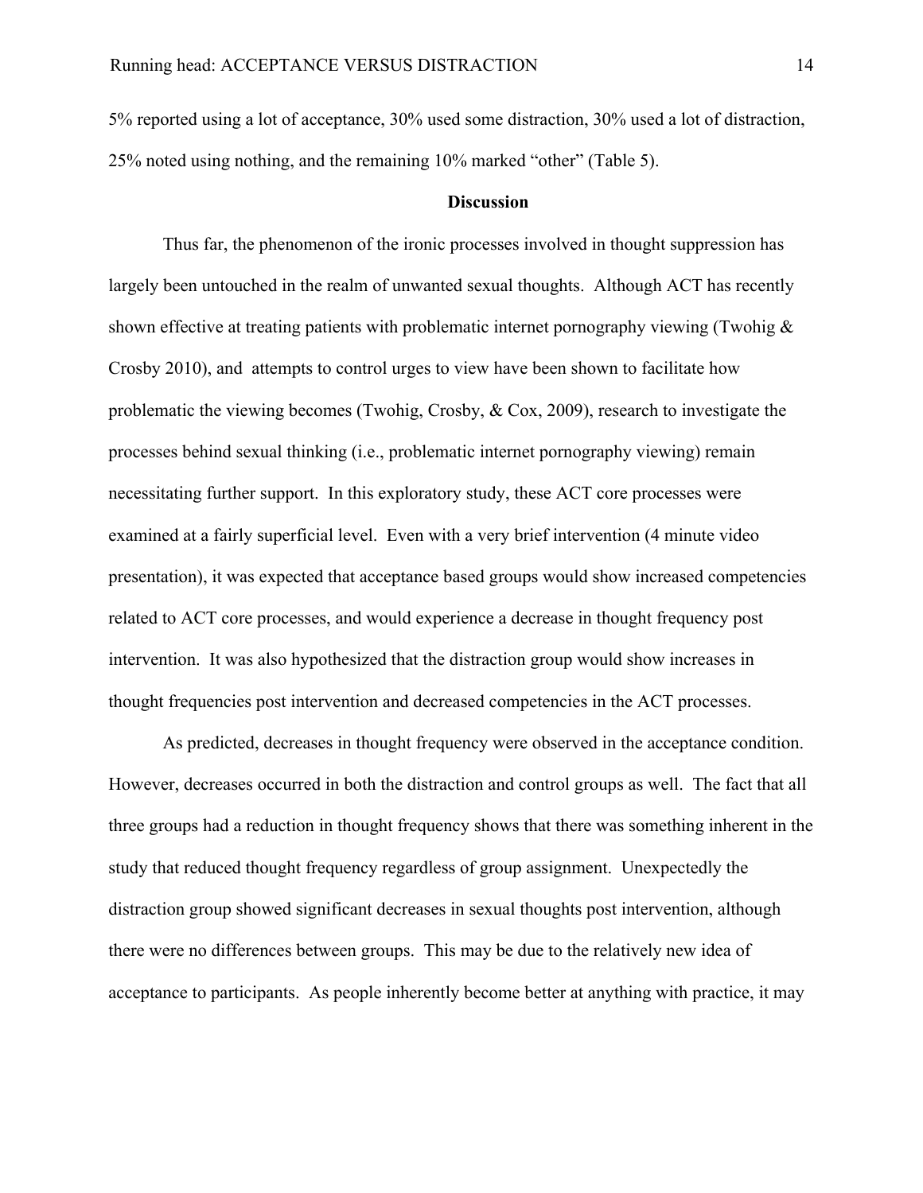5% reported using a lot of acceptance, 30% used some distraction, 30% used a lot of distraction, 25% noted using nothing, and the remaining 10% marked "other" (Table 5).

## Discussion

Thus far, the phenomenon of the ironic processes involved in thought suppression has largely been untouched in the realm of unwanted sexual thoughts. Although ACT has recently shown effective at treating patients with problematic internet pornography viewing (Twohig & Crosby 2010), and attempts to control urges to view have been shown to facilitate how problematic the viewing becomes (Twohig, Crosby, & Cox, 2009), research to investigate the processes behind sexual thinking (i.e., problematic internet pornography viewing) remain necessitating further support. In this exploratory study, these ACT core processes were examined at a fairly superficial level. Even with a very brief intervention (4 minute video presentation), it was expected that acceptance based groups would show increased competencies related to ACT core processes, and would experience a decrease in thought frequency post intervention. It was also hypothesized that the distraction group would show increases in thought frequencies post intervention and decreased competencies in the ACT processes.

As predicted, decreases in thought frequency were observed in the acceptance condition. However, decreases occurred in both the distraction and control groups as well. The fact that all three groups had a reduction in thought frequency shows that there was something inherent in the study that reduced thought frequency regardless of group assignment. Unexpectedly the distraction group showed significant decreases in sexual thoughts post intervention, although there were no differences between groups. This may be due to the relatively new idea of acceptance to participants. As people inherently become better at anything with practice, it may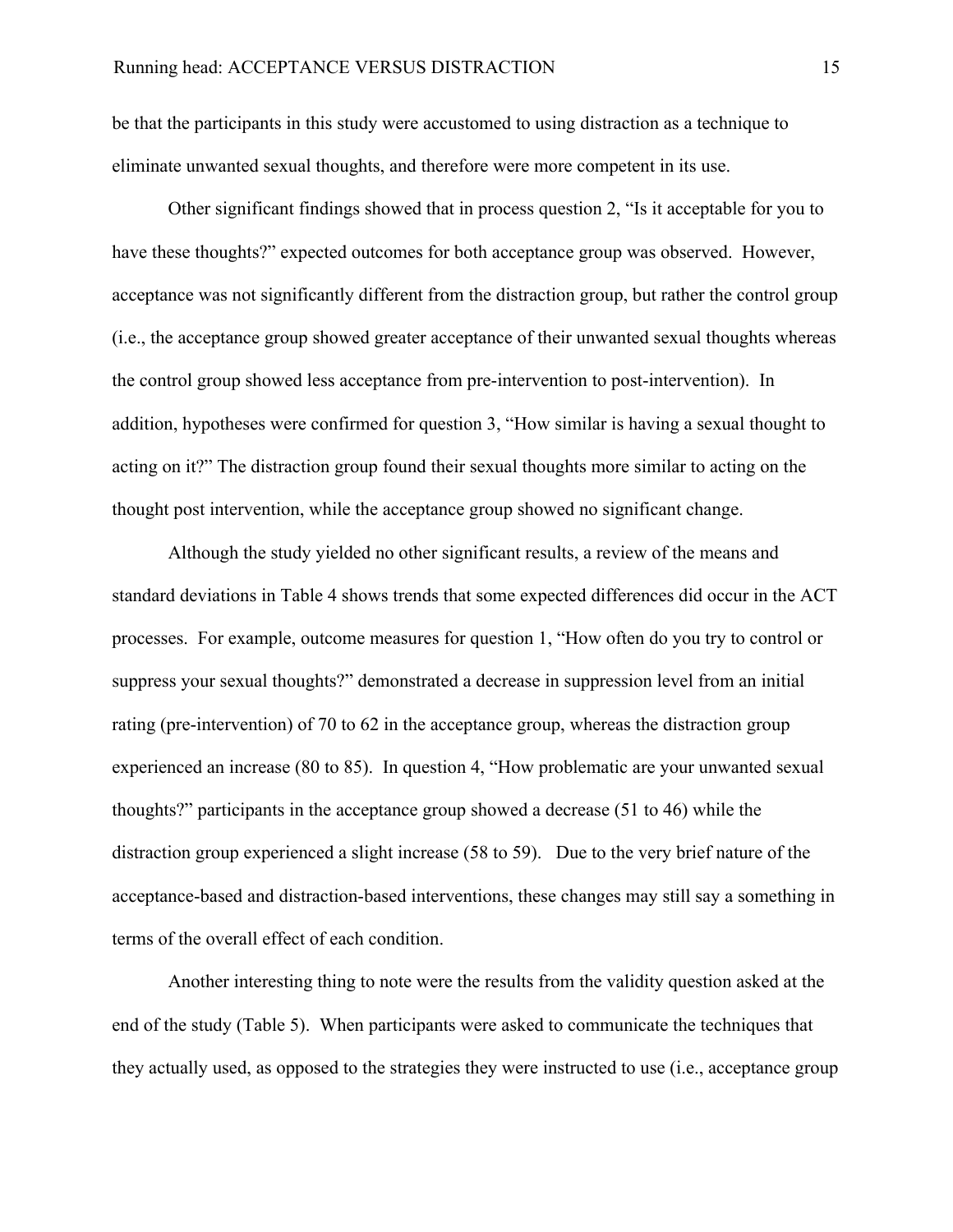be that the participants in this study were accustomed to using distraction as a technique to eliminate unwanted sexual thoughts, and therefore were more competent in its use.

Other significant findings showed that in process question 2, “Is it acceptable for you to have these thoughts?” expected outcomes for both acceptance group was observed. However, acceptance was not significantly different from the distraction group, but rather the control group (i.e., the acceptance group showed greater acceptance of their unwanted sexual thoughts whereas the control group showed less acceptance from pre-intervention to post-intervention). In addition, hypotheses were confirmed for question 3, “How similar is having a sexual thought to acting on it?” The distraction group found their sexual thoughts more similar to acting on the thought post intervention, while the acceptance group showed no significant change.

Although the study yielded no other significant results, a review of the means and standard deviations in Table 4 shows trends that some expected differences did occur in the ACT processes. For example, outcome measures for question 1, “How often do you try to control or suppress your sexual thoughts?” demonstrated a decrease in suppression level from an initial rating (pre-intervention) of 70 to 62 in the acceptance group, whereas the distraction group experienced an increase (80 to 85). In question 4, “How problematic are your unwanted sexual thoughts?” participants in the acceptance group showed a decrease (51 to 46) while the distraction group experienced a slight increase (58 to 59). Due to the very brief nature of the acceptance-based and distraction-based interventions, these changes may still say a something in terms of the overall effect of each condition.

Another interesting thing to note were the results from the validity question asked at the end of the study (Table 5). When participants were asked to communicate the techniques that they actually used, as opposed to the strategies they were instructed to use (i.e., acceptance group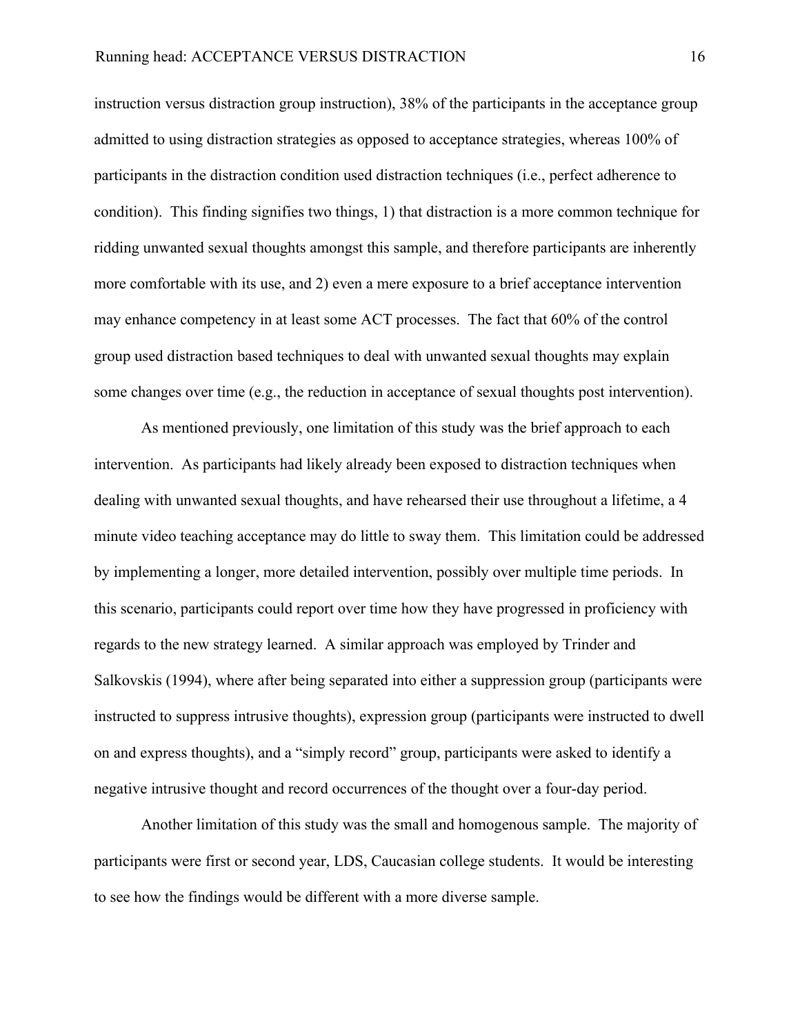instruction versus distraction group instruction), 38% of the participants in the acceptance group admitted to using distraction strategies as opposed to acceptance strategies, whereas 100% of participants in the distraction condition used distraction techniques (i.e., perfect adherence to condition). This finding signifies two things, 1) that distraction is a more common technique for ridding unwanted sexual thoughts amongst this sample, and therefore participants are inherently more comfortable with its use, and 2) even a mere exposure to a brief acceptance intervention may enhance competency in at least some ACT processes. The fact that 60% of the control group used distraction based techniques to deal with unwanted sexual thoughts may explain some changes over time (e.g., the reduction in acceptance of sexual thoughts post intervention).

As mentioned previously, one limitation of this study was the brief approach to each intervention. As participants had likely already been exposed to distraction techniques when dealing with unwanted sexual thoughts, and have rehearsed their use throughout a lifetime, a 4 minute video teaching acceptance may do little to sway them. This limitation could be addressed by implementing a longer, more detailed intervention, possibly over multiple time periods. In this scenario, participants could report over time how they have progressed in proficiency with regards to the new strategy learned. A similar approach was employed by Trinder and Salkovskis (1994), where after being separated into either a suppression group (participants were instructed to suppress intrusive thoughts), expression group (participants were instructed to dwell on and express thoughts), and a "simply record" group, participants were asked to identify a negative intrusive thought and record occurrences of the thought over a four-day period.

Another limitation of this study was the small and homogenous sample. The majority of participants were first or second year, LDS, Caucasian college students. It would be interesting to see how the findings would be different with a more diverse sample.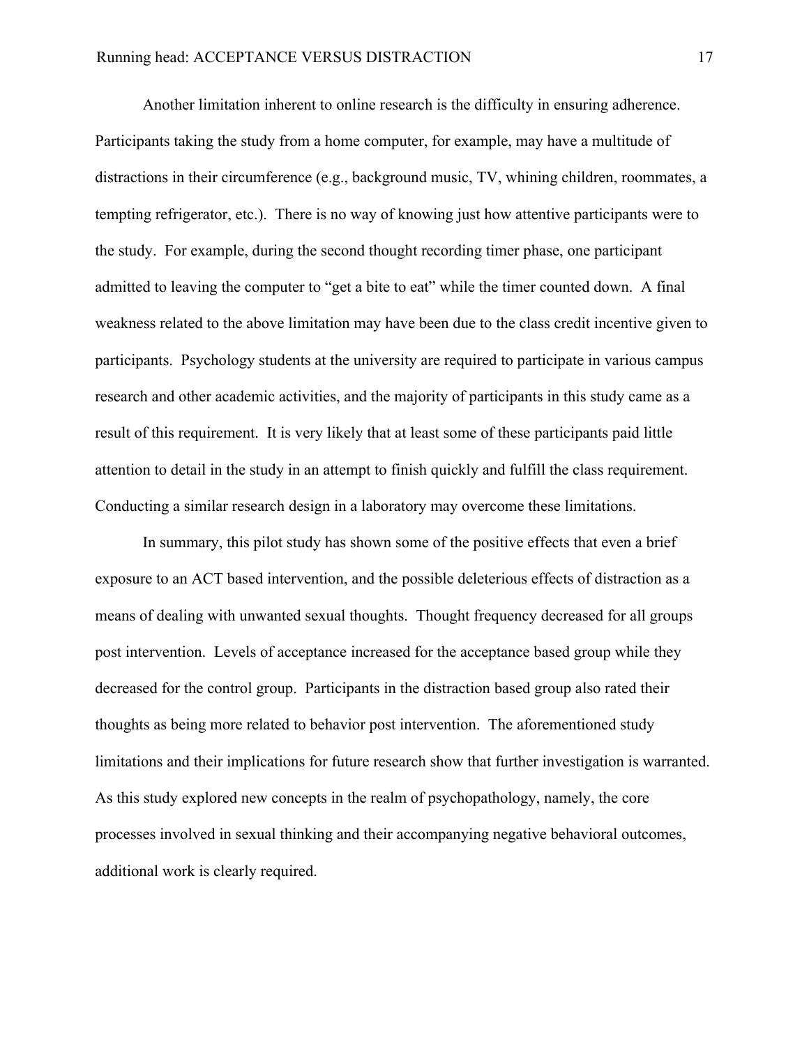Another limitation inherent to online research is the difficulty in ensuring adherence. Participants taking the study from a home computer, for example, may have a multitude of distractions in their circumference (e.g., background music, TV, whining children, roommates, a tempting refrigerator, etc.). There is no way of knowing just how attentive participants were to the study. For example, during the second thought recording timer phase, one participant admitted to leaving the computer to "get a bite to eat" while the timer counted down. A final weakness related to the above limitation may have been due to the class credit incentive given to participants. Psychology students at the university are required to participate in various campus research and other academic activities, and the majority of participants in this study came as a result of this requirement. It is very likely that at least some of these participants paid little attention to detail in the study in an attempt to finish quickly and fulfill the class requirement. Conducting a similar research design in a laboratory may overcome these limitations.

In summary, this pilot study has shown some of the positive effects that even a brief exposure to an ACT based intervention, and the possible deleterious effects of distraction as a means of dealing with unwanted sexual thoughts. Thought frequency decreased for all groups post intervention. Levels of acceptance increased for the acceptance based group while they decreased for the control group. Participants in the distraction based group also rated their thoughts as being more related to behavior post intervention. The aforementioned study limitations and their implications for future research show that further investigation is warranted. As this study explored new concepts in the realm of psychopathology, namely, the core processes involved in sexual thinking and their accompanying negative behavioral outcomes, additional work is clearly required.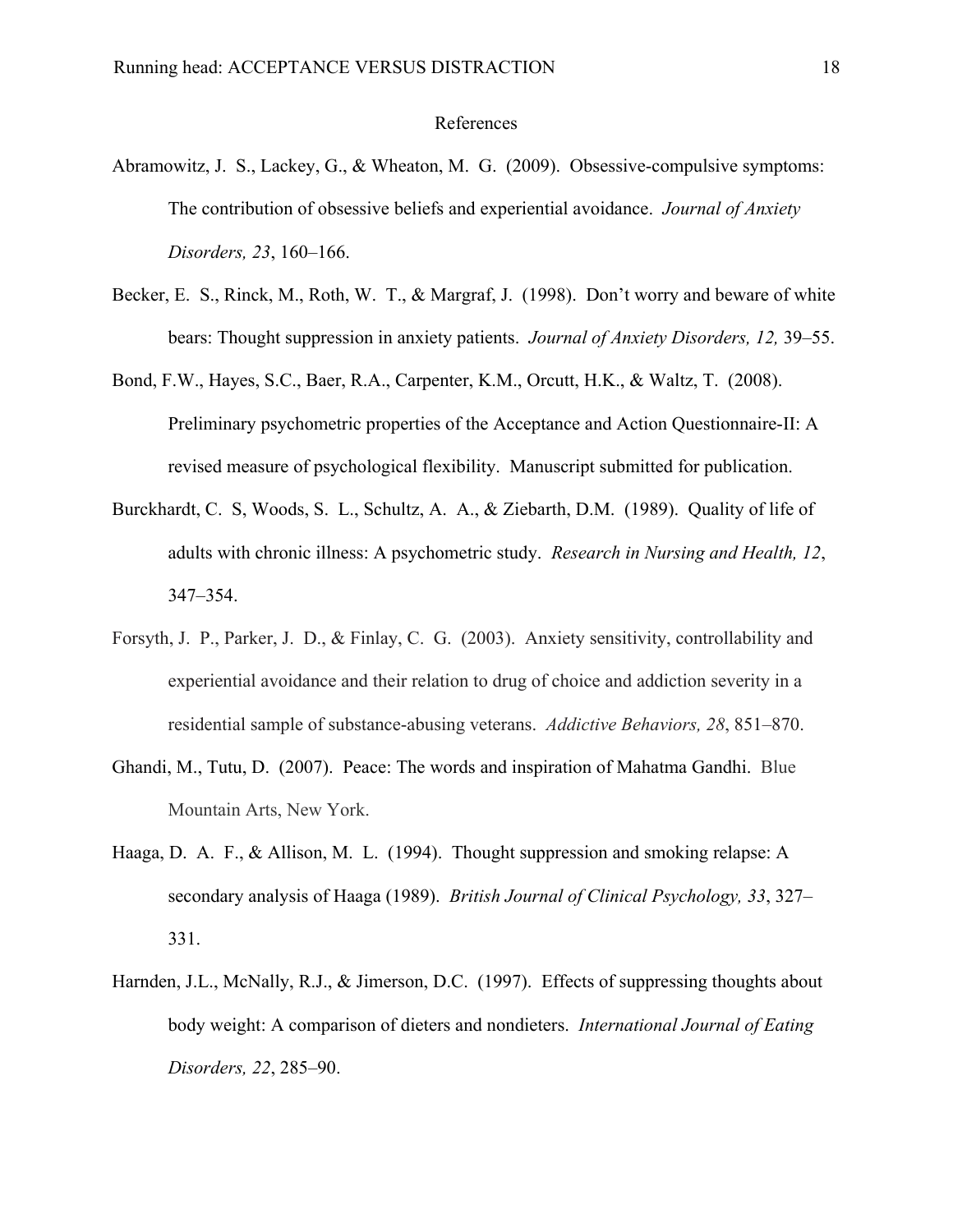# References

Abramowitz, J. S., Lackey, G., & Wheaton, M. G. (2009). Obsessive-compulsive symptoms: The contribution of obsessive beliefs and experiential avoidance. *Journal of Anxiety Disorders, 23*, 160–166.

Becker, E. S., Rinck, M., Roth, W. T., & Margraf, J. (1998). Don't worry and beware of white bears: Thought suppression in anxiety patients. *Journal of Anxiety Disorders, 12,* 39–55.

Bond, F.W., Hayes, S.C., Baer, R.A., Carpenter, K.M., Orcutt, H.K., & Waltz, T. (2008). Preliminary psychometric properties of the Acceptance and Action Questionnaire-II: A revised measure of psychological flexibility. Manuscript submitted for publication.

Burckhardt, C. S, Woods, S. L., Schultz, A. A., & Ziebarth, D.M. (1989). Quality of life of adults with chronic illness: A psychometric study. *Research in Nursing and Health, 12*, 347–354.

Forsyth, J. P., Parker, J. D., & Finlay, C. G. (2003). Anxiety sensitivity, controllability and experiential avoidance and their relation to drug of choice and addiction severity in a residential sample of substance-abusing veterans. *Addictive Behaviors, 28*, 851–870.

Ghandi, M., Tutu, D. (2007). Peace: The words and inspiration of Mahatma Gandhi. Blue Mountain Arts, New York.

Haaga, D. A. F., & Allison, M. L. (1994). Thought suppression and smoking relapse: A secondary analysis of Haaga (1989). *British Journal of Clinical Psychology, 33*, 327–331.

Harnden, J.L., McNally, R.J., & Jimerson, D.C. (1997). Effects of suppressing thoughts about body weight: A comparison of dieters and nondieters. *International Journal of Eating Disorders, 22*, 285–90.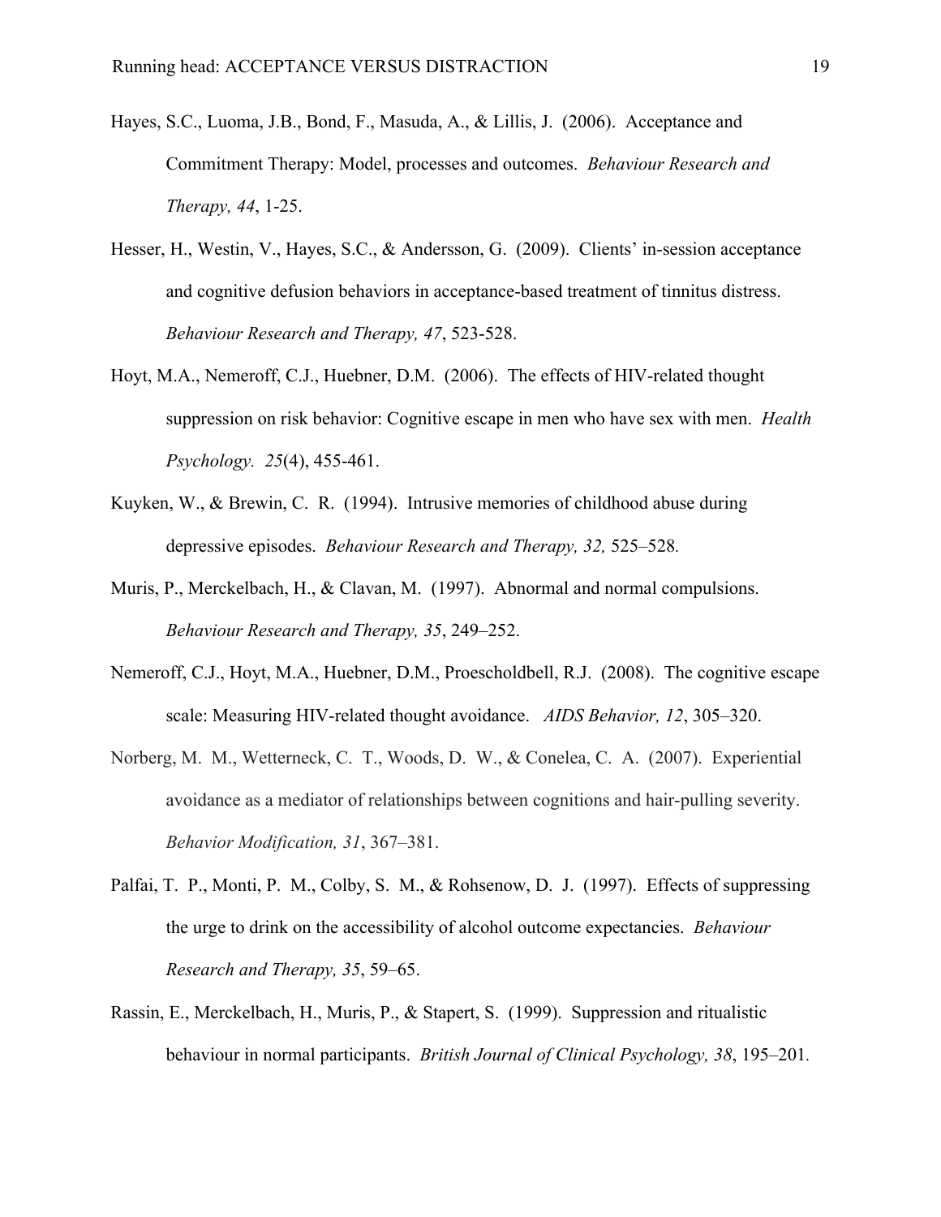Hayes, S.C., Luoma, J.B., Bond, F., Masuda, A., & Lillis, J. (2006). Acceptance and Commitment Therapy: Model, processes and outcomes. *Behaviour Research and Therapy, 44*, 1-25.

Hesser, H., Westin, V., Hayes, S.C., & Andersson, G. (2009). Clients' in-session acceptance and cognitive defusion behaviors in acceptance-based treatment of tinnitus distress. *Behaviour Research and Therapy, 47*, 523-528.

Hoyt, M.A., Nemeroff, C.J., Huebner, D.M. (2006). The effects of HIV-related thought suppression on risk behavior: Cognitive escape in men who have sex with men. *Health Psychology. 25*(4), 455-461.

Kuyken, W., & Brewin, C. R. (1994). Intrusive memories of childhood abuse during depressive episodes. *Behaviour Research and Therapy, 32,* 525–528*.*

Muris, P., Merckelbach, H., & Clavan, M. (1997). Abnormal and normal compulsions. *Behaviour Research and Therapy, 35*, 249–252.

Nemeroff, C.J., Hoyt, M.A., Huebner, D.M., Proescholdbell, R.J. (2008). The cognitive escape scale: Measuring HIV-related thought avoidance. *AIDS Behavior, 12*, 305–320.

Norberg, M. M., Wetterneck, C. T., Woods, D. W., & Conelea, C. A. (2007). Experiential avoidance as a mediator of relationships between cognitions and hair-pulling severity. *Behavior Modification, 31*, 367–381.

Palfai, T. P., Monti, P. M., Colby, S. M., & Rohsenow, D. J. (1997). Effects of suppressing the urge to drink on the accessibility of alcohol outcome expectancies. *Behaviour Research and Therapy, 35*, 59–65.

Rassin, E., Merckelbach, H., Muris, P., & Stapert, S. (1999). Suppression and ritualistic behaviour in normal participants. *British Journal of Clinical Psychology, 38*, 195–201.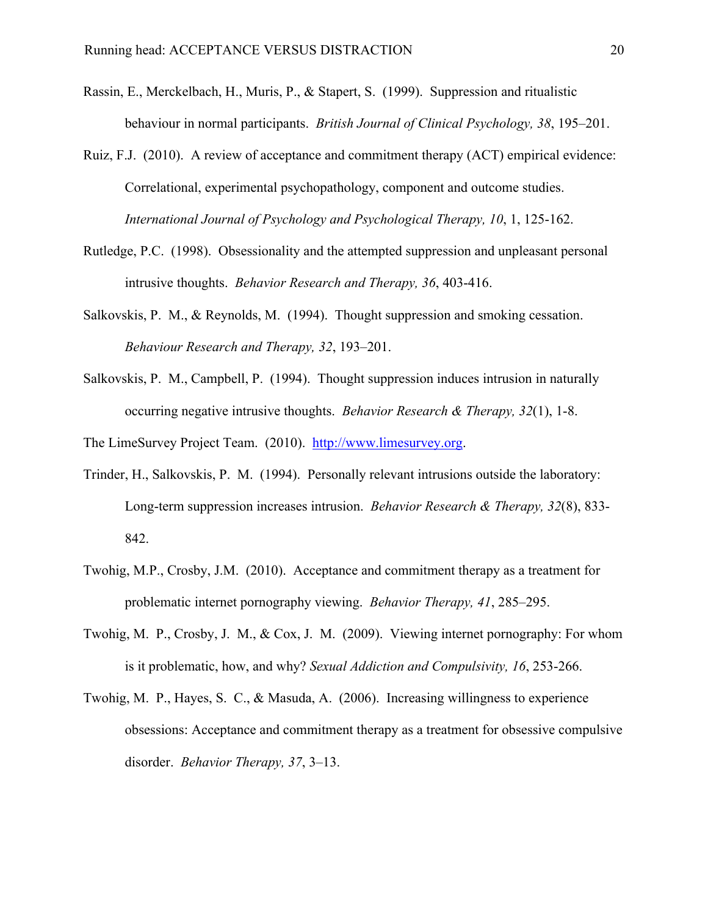Rassin, E., Merckelbach, H., Muris, P., & Stapert, S. (1999). Suppression and ritualistic behaviour in normal participants. *British Journal of Clinical Psychology, 38*, 195–201.

Ruiz, F.J. (2010). A review of acceptance and commitment therapy (ACT) empirical evidence: Correlational, experimental psychopathology, component and outcome studies. *International Journal of Psychology and Psychological Therapy, 10*, 1, 125-162.

Rutledge, P.C. (1998). Obsessionality and the attempted suppression and unpleasant personal intrusive thoughts. *Behavior Research and Therapy, 36*, 403-416.

Salkovskis, P. M., & Reynolds, M. (1994). Thought suppression and smoking cessation. *Behaviour Research and Therapy, 32*, 193–201.

Salkovskis, P. M., Campbell, P. (1994). Thought suppression induces intrusion in naturally occurring negative intrusive thoughts. *Behavior Research & Therapy, 32*(1), 1-8.

The LimeSurvey Project Team. (2010). [http://www.limesurvey.org](http://www.limesurvey.org).

Trinder, H., Salkovskis, P. M. (1994). Personally relevant intrusions outside the laboratory: Long-term suppression increases intrusion. *Behavior Research & Therapy, 32*(8), 833-842.

Twohig, M.P., Crosby, J.M. (2010). Acceptance and commitment therapy as a treatment for problematic internet pornography viewing. *Behavior Therapy, 41*, 285–295.

Twohig, M. P., Crosby, J. M., & Cox, J. M. (2009). Viewing internet pornography: For whom is it problematic, how, and why? *Sexual Addiction and Compulsivity, 16*, 253-266.

Twohig, M. P., Hayes, S. C., & Masuda, A. (2006). Increasing willingness to experience obsessions: Acceptance and commitment therapy as a treatment for obsessive compulsive disorder. *Behavior Therapy, 37*, 3–13.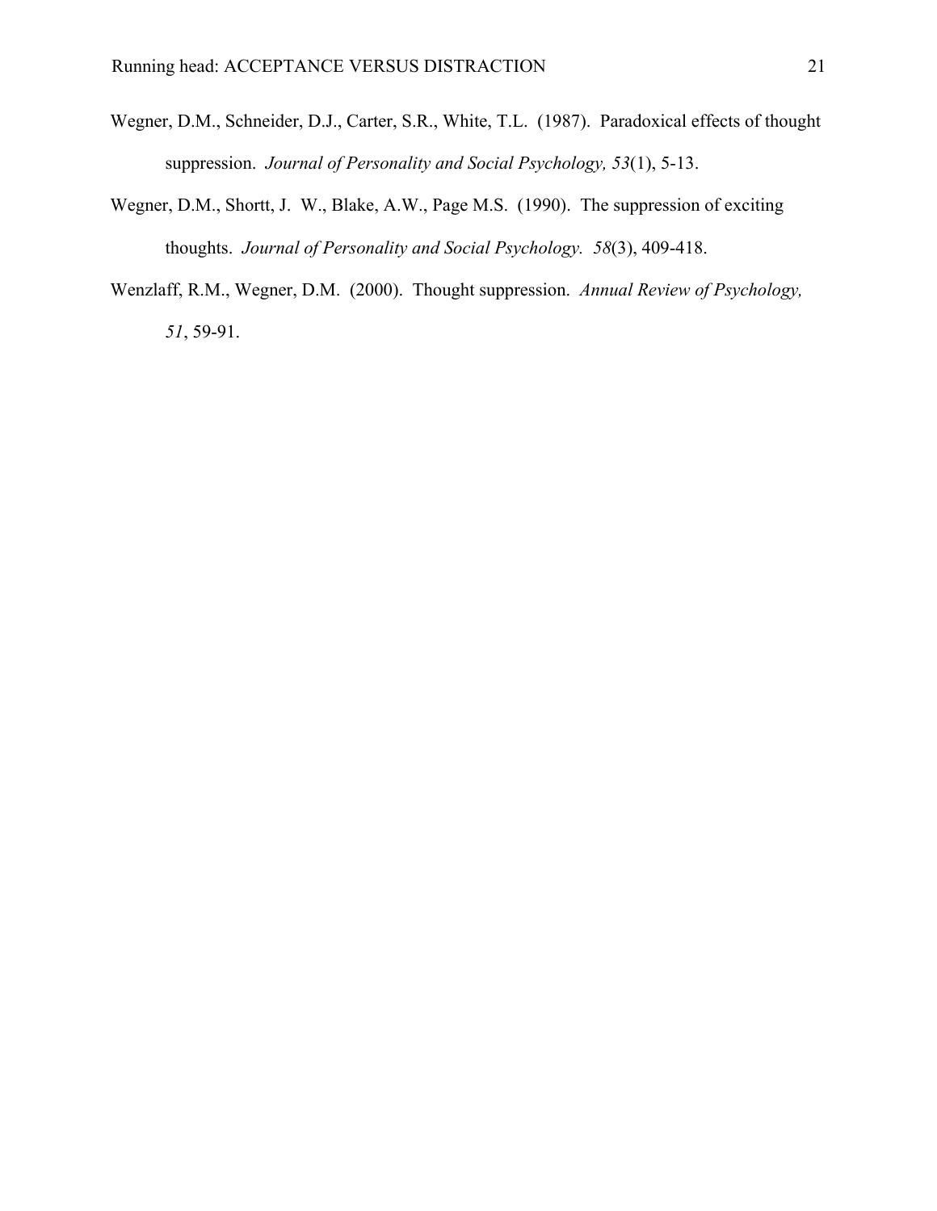Wegner, D.M., Schneider, D.J., Carter, S.R., White, T.L. (1987). Paradoxical effects of thought suppression. *Journal of Personality and Social Psychology, 53*(1), 5-13.

Wegner, D.M., Shortt, J. W., Blake, A.W., Page M.S. (1990). The suppression of exciting thoughts. *Journal of Personality and Social Psychology. 58*(3), 409-418.

Wenzlaff, R.M., Wegner, D.M. (2000). Thought suppression. *Annual Review of Psychology, 51*, 59-91.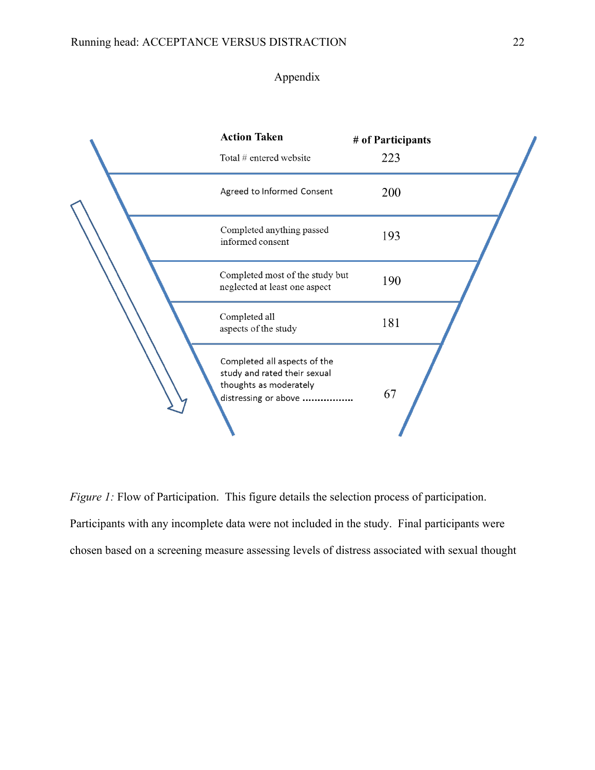Appendix

| Action Taken | # of Participants |
|---|---|
| Total # entered website | 223 |
| Agreed to Informed Consent | 200 |
| Completed anything passed informed consent | 193 |
| Completed most of the study but neglected at least one aspect | 190 |
| Completed all aspects of the study | 181 |
| Completed all aspects of the study and rated their sexual thoughts as moderately distressing or above | 67 |

*Figure 1:* Flow of Participation. This figure details the selection process of participation. Participants with any incomplete data were not included in the study. Final participants were chosen based on a screening measure assessing levels of distress associated with sexual thought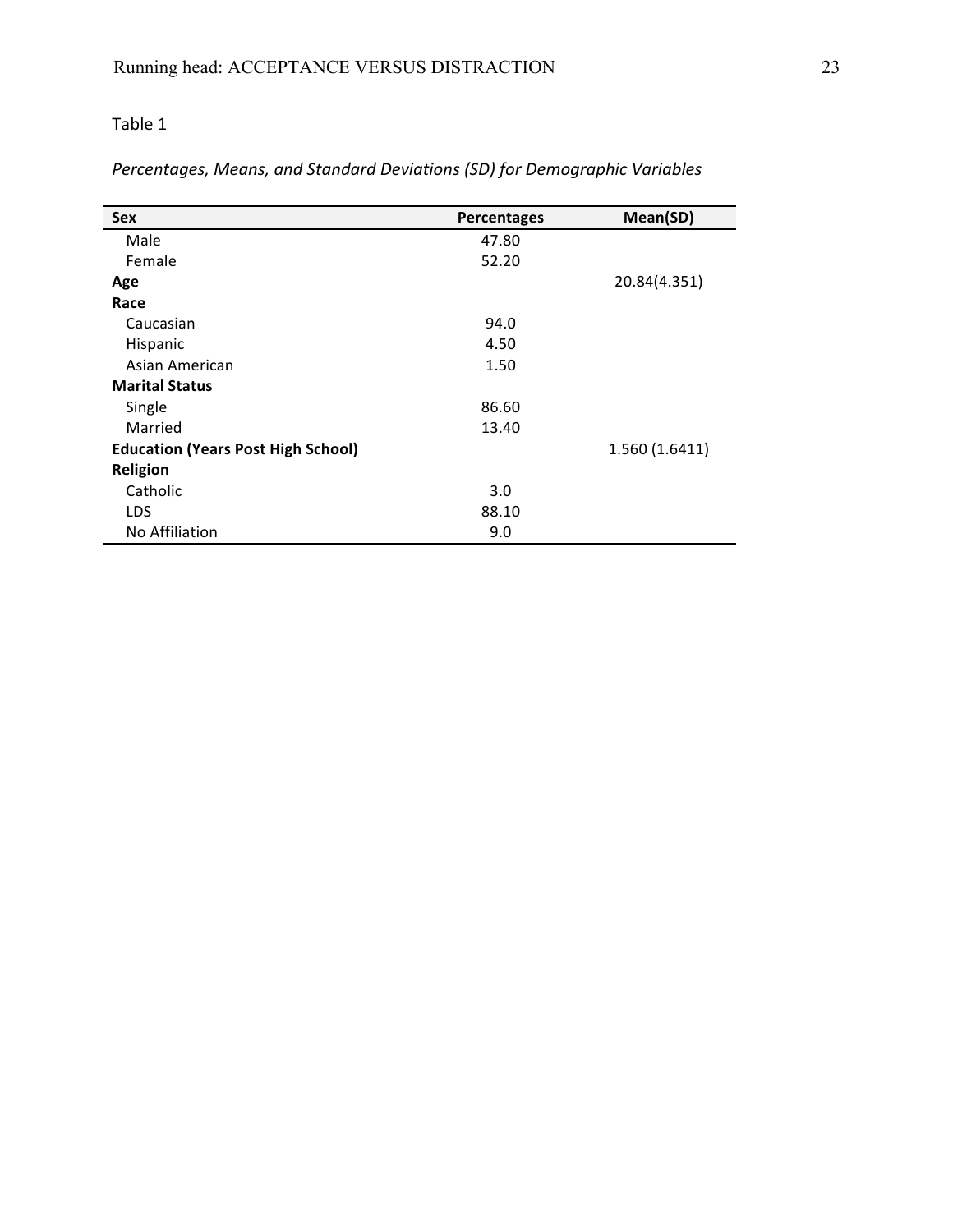Table 1

*Percentages, Means, and Standard Deviations (SD) for Demographic Variables*

| **Sex** | **Percentages** | **Mean(SD)** |
|---|---|---|
| Male | 47.80 | |
| Female | 52.20 | |
| **Age** | | 20.84(4.351) |
| **Race** | | |
| Caucasian | 94.0 | |
| Hispanic | 4.50 | |
| Asian American | 1.50 | |
| **Marital Status** | | |
| Single | 86.60 | |
| Married | 13.40 | |
| **Education (Years Post High School)** | | 1.560 (1.6411) |
| **Religion** | | |
| Catholic | 3.0 | |
| LDS | 88.10 | |
| No Affiliation | 9.0 | |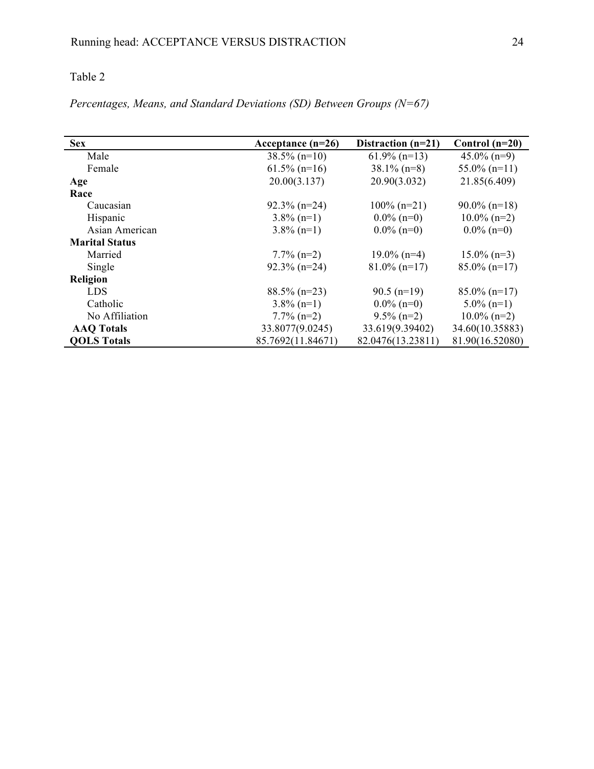Table 2

*Percentages, Means, and Standard Deviations (SD) Between Groups (N=67)*

| **Sex** | **Acceptance (n=26)** | **Distraction (n=21)** | **Control (n=20)** |
|---|---|---|---|
| Male | 38.5% (n=10) | 61.9% (n=13) | 45.0% (n=9) |
| Female | 61.5% (n=16) | 38.1% (n=8) | 55.0% (n=11) |
| **Age** | 20.00(3.137) | 20.90(3.032) | 21.85(6.409) |
| **Race** | | | |
| Caucasian | 92.3% (n=24) | 100% (n=21) | 90.0% (n=18) |
| Hispanic | 3.8% (n=1) | 0.0% (n=0) | 10.0% (n=2) |
| Asian American | 3.8% (n=1) | 0.0% (n=0) | 0.0% (n=0) |
| **Marital Status** | | | |
| Married | 7.7% (n=2) | 19.0% (n=4) | 15.0% (n=3) |
| Single | 92.3% (n=24) | 81.0% (n=17) | 85.0% (n=17) |
| **Religion** | | | |
| LDS | 88.5% (n=23) | 90.5 (n=19) | 85.0% (n=17) |
| Catholic | 3.8% (n=1) | 0.0% (n=0) | 5.0% (n=1) |
| No Affiliation | 7.7% (n=2) | 9.5% (n=2) | 10.0% (n=2) |
| **AAQ Totals** | 33.8077(9.0245) | 33.619(9.39402) | 34.60(10.35883) |
| **QOLS Totals** | 85.7692(11.84671) | 82.0476(13.23811) | 81.90(16.52080) |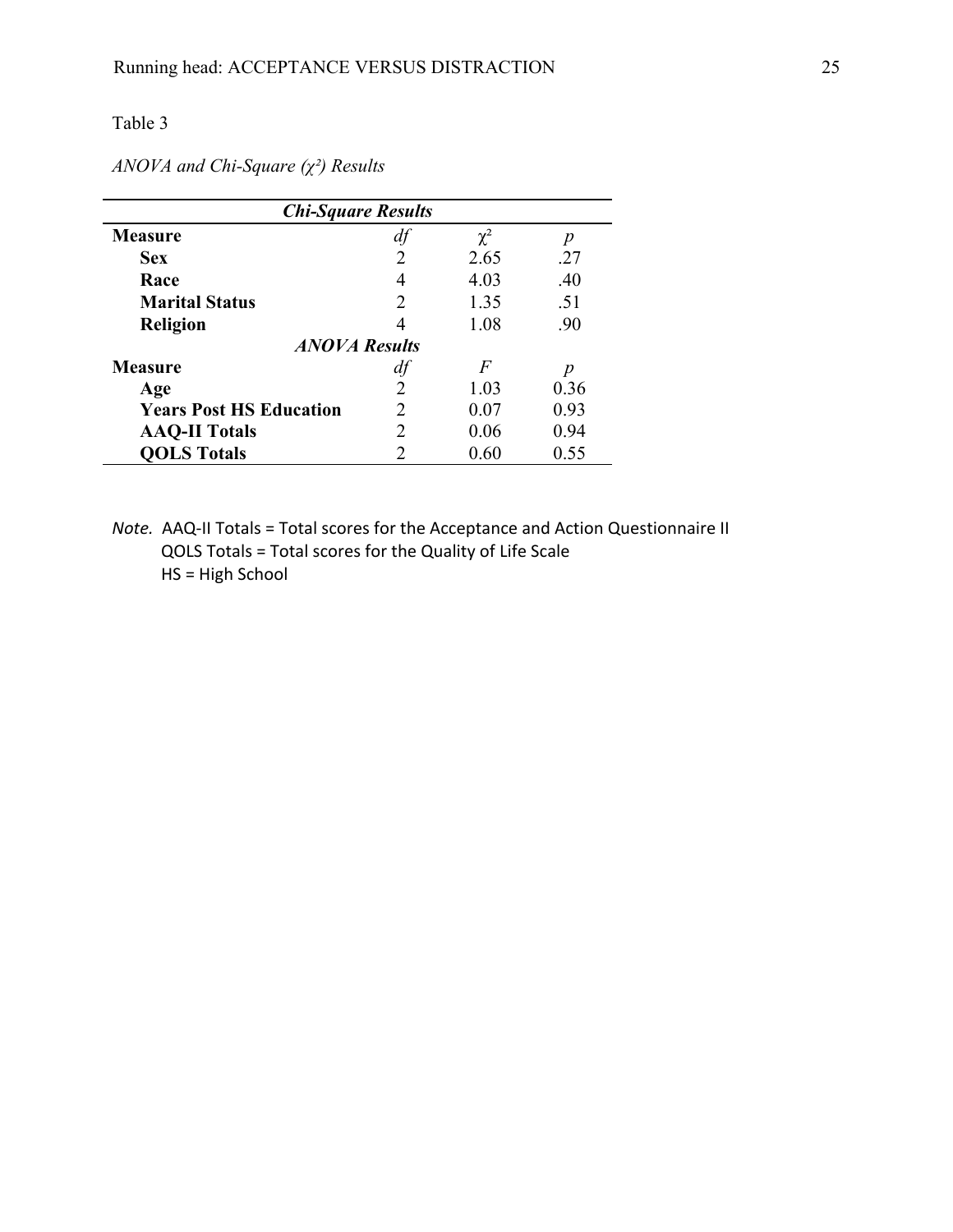Table 3

*ANOVA and Chi-Square ($\chi^2$) Results*

| ***Chi-Square Results*** | | | |
|---|---|---|---|
| **Measure** | *df* | $\chi^2$ | *p* |
| **Sex** | 2 | 2.65 | .27 |
| **Race** | 4 | 4.03 | .40 |
| **Marital Status** | 2 | 1.35 | .51 |
| **Religion** | 4 | 1.08 | .90 |
| ***ANOVA Results*** | | | |
| **Measure** | *df* | *F* | *p* |
| **Age** | 2 | 1.03 | 0.36 |
| **Years Post HS Education** | 2 | 0.07 | 0.93 |
| **AAQ-II Totals** | 2 | 0.06 | 0.94 |
| **QOLS Totals** | 2 | 0.60 | 0.55 |

*Note.* AAQ-II Totals = Total scores for the Acceptance and Action Questionnaire II
QOLS Totals = Total scores for the Quality of Life Scale
HS = High School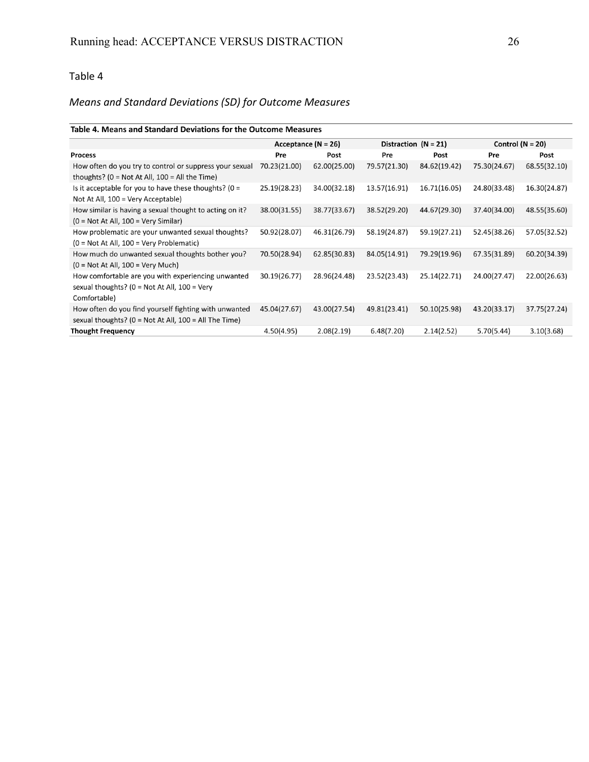Table 4

*Means and Standard Deviations (SD) for Outcome Measures*

**Table 4. Means and Standard Deviations for the Outcome Measures**

| | Acceptance (N = 26) | | Distraction (N = 21) | | Control (N = 20) | |
|---|---|---|---|---|---|---|
| **Process** | **Pre** | **Post** | **Pre** | **Post** | **Pre** | **Post** |
| How often do you try to control or suppress your sexual thoughts? (0 = Not At All, 100 = All the Time) | 70.23(21.00) | 62.00(25.00) | 79.57(21.30) | 84.62(19.42) | 75.30(24.67) | 68.55(32.10) |
| Is it acceptable for you to have these thoughts? (0 = Not At All, 100 = Very Acceptable) | 25.19(28.23) | 34.00(32.18) | 13.57(16.91) | 16.71(16.05) | 24.80(33.48) | 16.30(24.87) |
| How similar is having a sexual thought to acting on it? (0 = Not At All, 100 = Very Similar) | 38.00(31.55) | 38.77(33.67) | 38.52(29.20) | 44.67(29.30) | 37.40(34.00) | 48.55(35.60) |
| How problematic are your unwanted sexual thoughts? (0 = Not At All, 100 = Very Problematic) | 50.92(28.07) | 46.31(26.79) | 58.19(24.87) | 59.19(27.21) | 52.45(38.26) | 57.05(32.52) |
| How much do unwanted sexual thoughts bother you? (0 = Not At All, 100 = Very Much) | 70.50(28.94) | 62.85(30.83) | 84.05(14.91) | 79.29(19.96) | 67.35(31.89) | 60.20(34.39) |
| How comfortable are you with experiencing unwanted sexual thoughts? (0 = Not At All, 100 = Very Comfortable) | 30.19(26.77) | 28.96(24.48) | 23.52(23.43) | 25.14(22.71) | 24.00(27.47) | 22.00(26.63) |
| How often do you find yourself fighting with unwanted sexual thoughts? (0 = Not At All, 100 = All The Time) | 45.04(27.67) | 43.00(27.54) | 49.81(23.41) | 50.10(25.98) | 43.20(33.17) | 37.75(27.24) |
| **Thought Frequency** | 4.50(4.95) | 2.08(2.19) | 6.48(7.20) | 2.14(2.52) | 5.70(5.44) | 3.10(3.68) |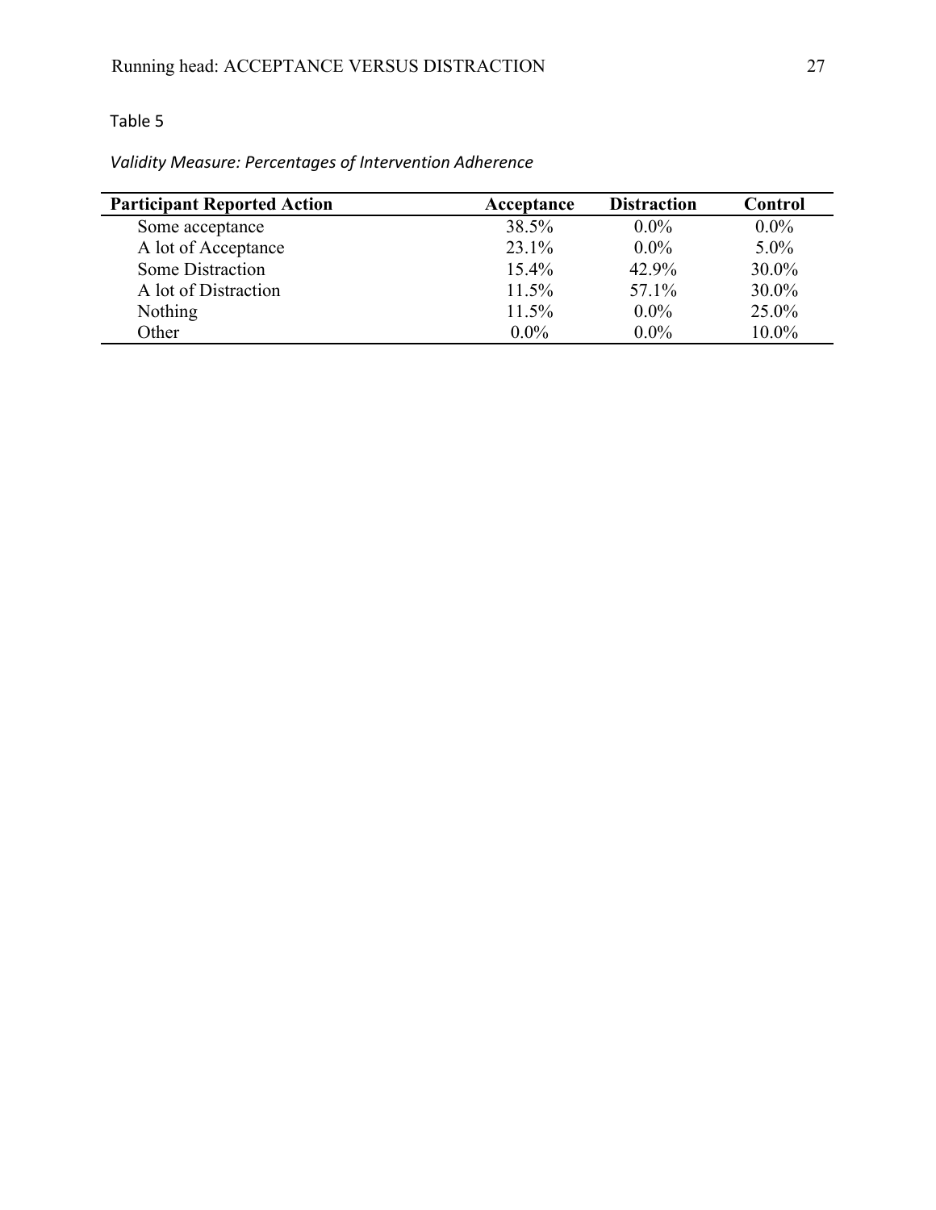Table 5

*Validity Measure: Percentages of Intervention Adherence*

| Participant Reported Action | Acceptance | Distraction | Control |
|---|---|---|---|
| Some acceptance | 38.5% | 0.0% | 0.0% |
| A lot of Acceptance | 23.1% | 0.0% | 5.0% |
| Some Distraction | 15.4% | 42.9% | 30.0% |
| A lot of Distraction | 11.5% | 57.1% | 30.0% |
| Nothing | 11.5% | 0.0% | 25.0% |
| Other | 0.0% | 0.0% | 10.0% |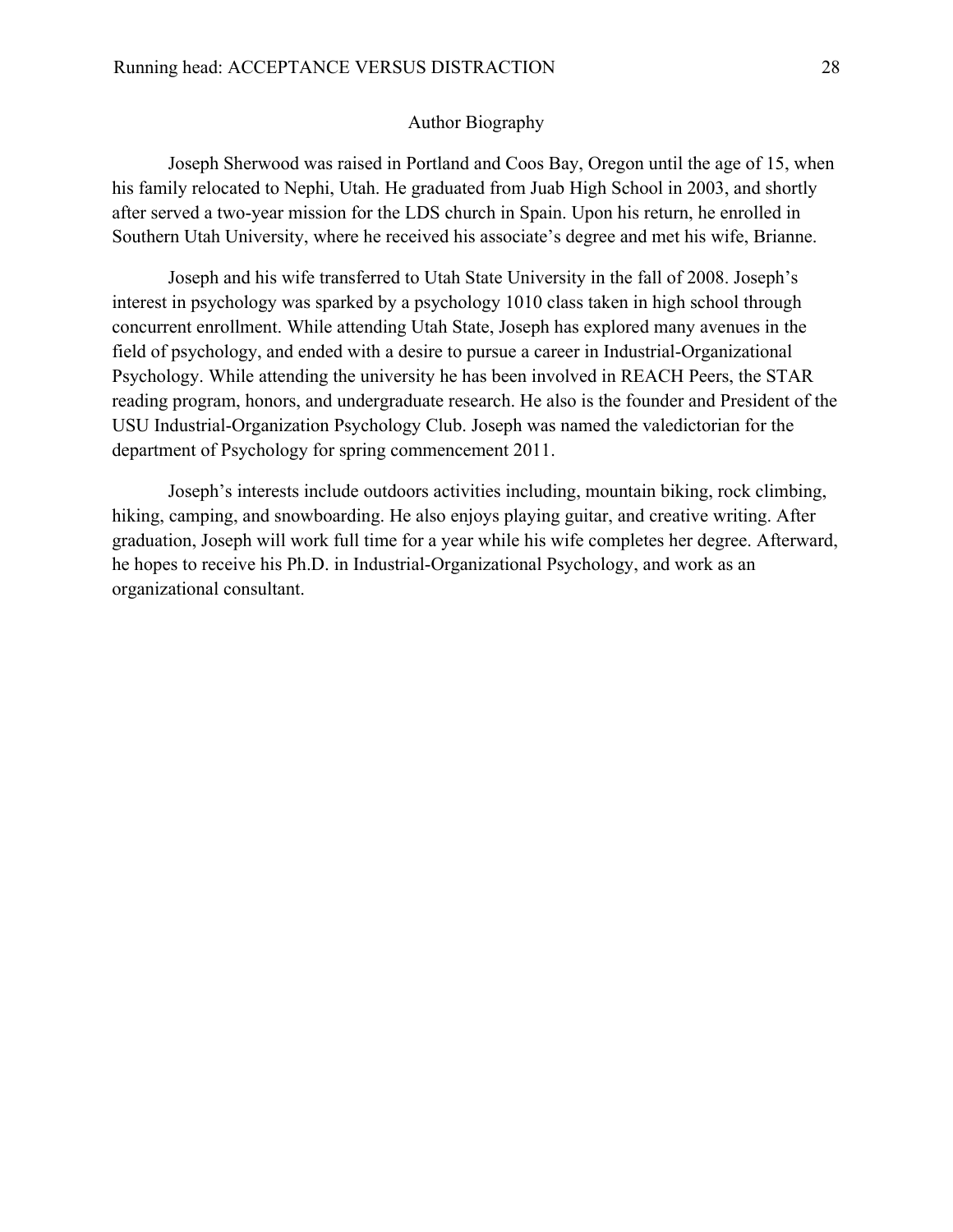## Author Biography

Joseph Sherwood was raised in Portland and Coos Bay, Oregon until the age of 15, when his family relocated to Nephi, Utah. He graduated from Juab High School in 2003, and shortly after served a two-year mission for the LDS church in Spain. Upon his return, he enrolled in Southern Utah University, where he received his associate's degree and met his wife, Brianne.

Joseph and his wife transferred to Utah State University in the fall of 2008. Joseph's interest in psychology was sparked by a psychology 1010 class taken in high school through concurrent enrollment. While attending Utah State, Joseph has explored many avenues in the field of psychology, and ended with a desire to pursue a career in Industrial-Organizational Psychology. While attending the university he has been involved in REACH Peers, the STAR reading program, honors, and undergraduate research. He also is the founder and President of the USU Industrial-Organization Psychology Club. Joseph was named the valedictorian for the department of Psychology for spring commencement 2011.

Joseph's interests include outdoors activities including, mountain biking, rock climbing, hiking, camping, and snowboarding. He also enjoys playing guitar, and creative writing. After graduation, Joseph will work full time for a year while his wife completes her degree. Afterward, he hopes to receive his Ph.D. in Industrial-Organizational Psychology, and work as an organizational consultant.